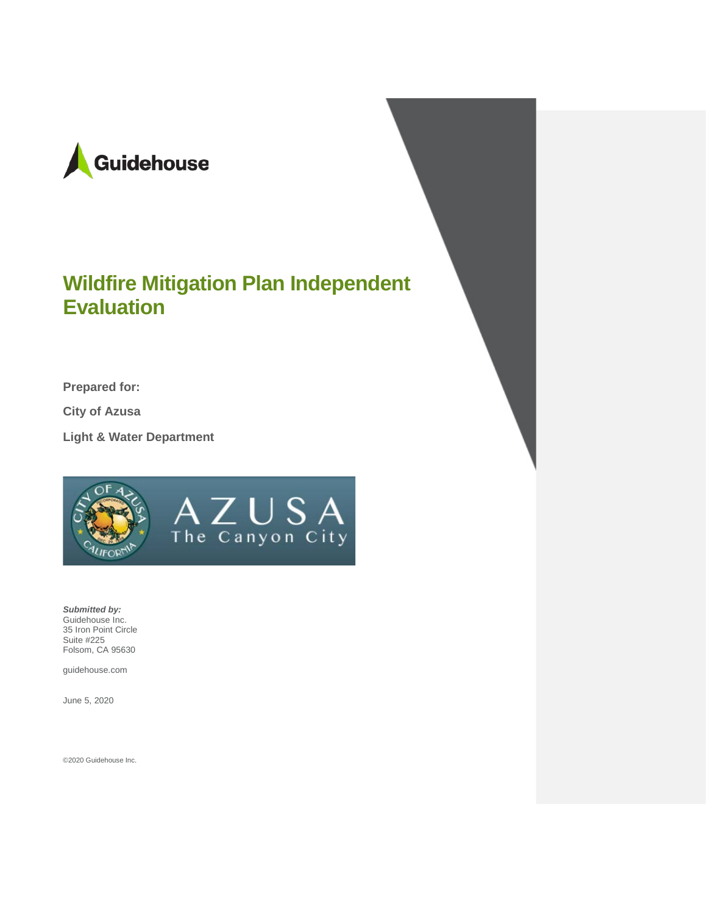Guidehouse

# Wildfire Mitigation Plan Independent Evaluation

**Prepared for:**

**City of Azusa**

**Light & Water Department**

AZUSA
The Canyon City

***Submitted by:***
Guidehouse Inc.
35 Iron Point Circle
Suite #225
Folsom, CA 95630

guidehouse.com

June 5, 2020

©2020 Guidehouse Inc.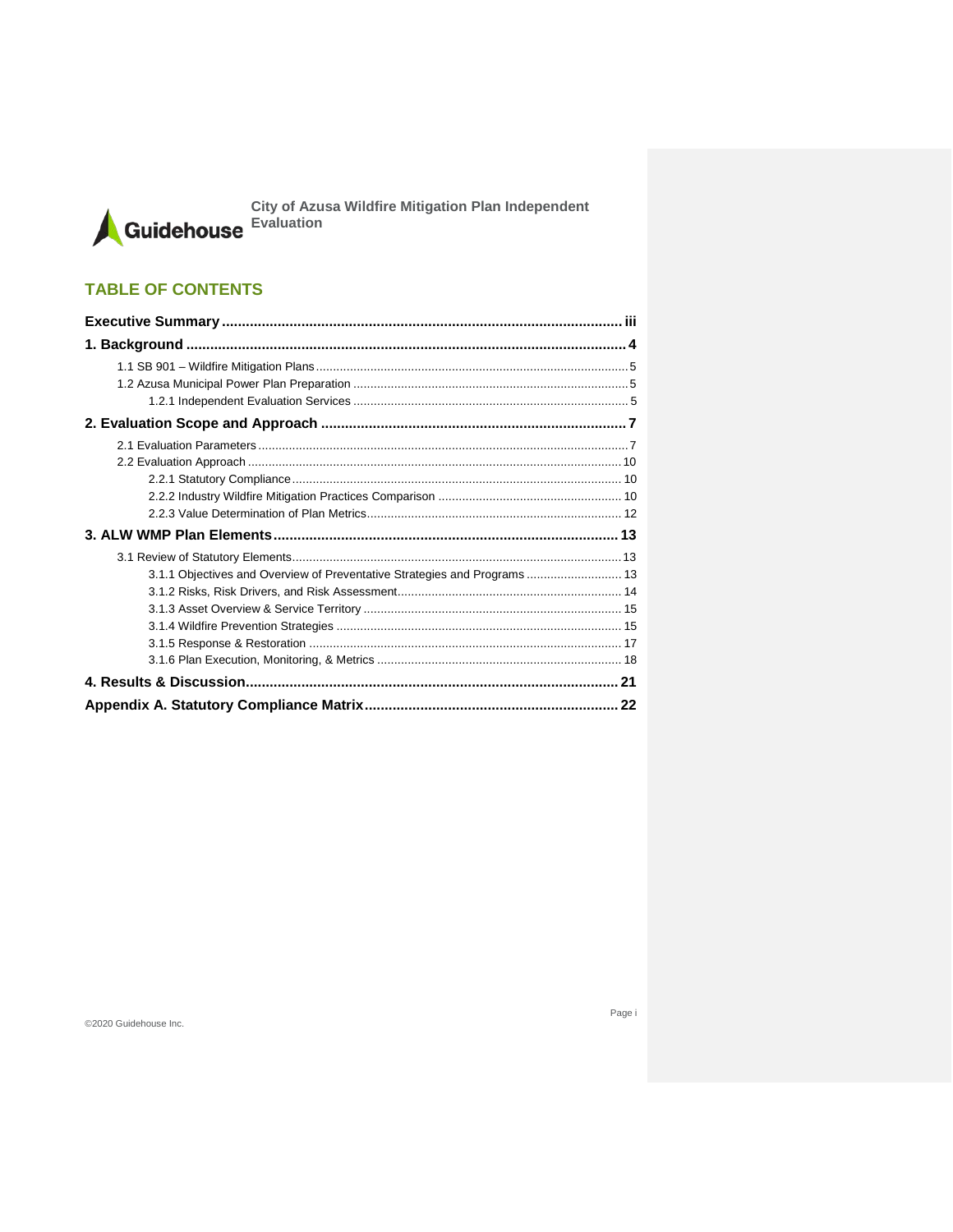## TABLE OF CONTENTS

**Executive Summary** ..... iii

**1. Background** ..... 4

- 1.1 SB 901 – Wildfire Mitigation Plans ..... 5
- 1.2 Azusa Municipal Power Plan Preparation ..... 5
  - 1.2.1 Independent Evaluation Services ..... 5

**2. Evaluation Scope and Approach** ..... 7

- 2.1 Evaluation Parameters ..... 7
- 2.2 Evaluation Approach ..... 10
  - 2.2.1 Statutory Compliance ..... 10
  - 2.2.2 Industry Wildfire Mitigation Practices Comparison ..... 10
  - 2.2.3 Value Determination of Plan Metrics ..... 12

**3. ALW WMP Plan Elements** ..... 13

- 3.1 Review of Statutory Elements ..... 13
  - 3.1.1 Objectives and Overview of Preventative Strategies and Programs ..... 13
  - 3.1.2 Risks, Risk Drivers, and Risk Assessment ..... 14
  - 3.1.3 Asset Overview & Service Territory ..... 15
  - 3.1.4 Wildfire Prevention Strategies ..... 15
  - 3.1.5 Response & Restoration ..... 17
  - 3.1.6 Plan Execution, Monitoring, & Metrics ..... 18

**4. Results & Discussion** ..... 21

**Appendix A. Statutory Compliance Matrix** ..... 22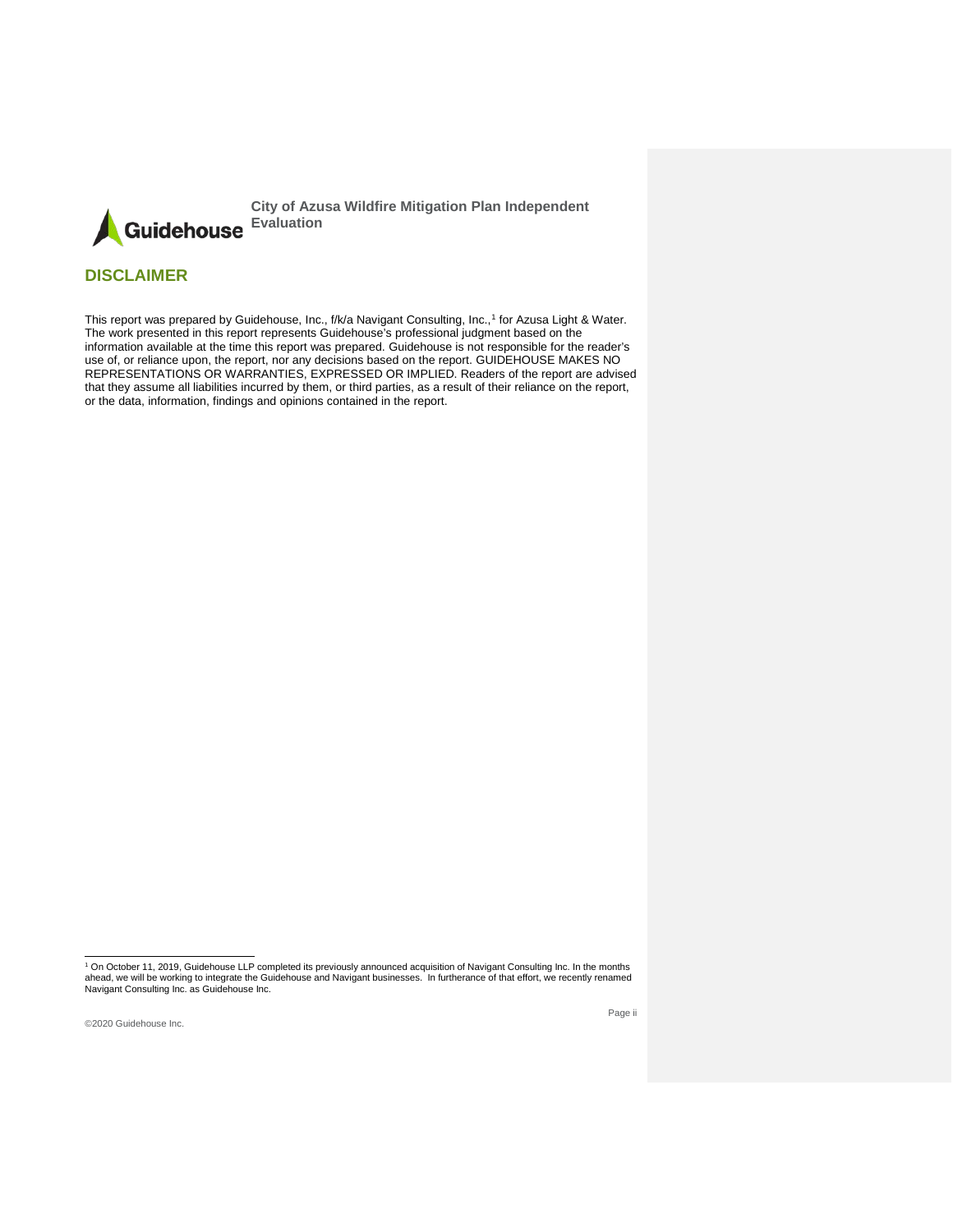## DISCLAIMER

This report was prepared by Guidehouse, Inc., f/k/a Navigant Consulting, Inc.,[1] for Azusa Light & Water. The work presented in this report represents Guidehouse's professional judgment based on the information available at the time this report was prepared. Guidehouse is not responsible for the reader's use of, or reliance upon, the report, nor any decisions based on the report. GUIDEHOUSE MAKES NO REPRESENTATIONS OR WARRANTIES, EXPRESSED OR IMPLIED. Readers of the report are advised that they assume all liabilities incurred by them, or third parties, as a result of their reliance on the report, or the data, information, findings and opinions contained in the report.

[1] On October 11, 2019, Guidehouse LLP completed its previously announced acquisition of Navigant Consulting Inc. In the months ahead, we will be working to integrate the Guidehouse and Navigant businesses. In furtherance of that effort, we recently renamed Navigant Consulting Inc. as Guidehouse Inc.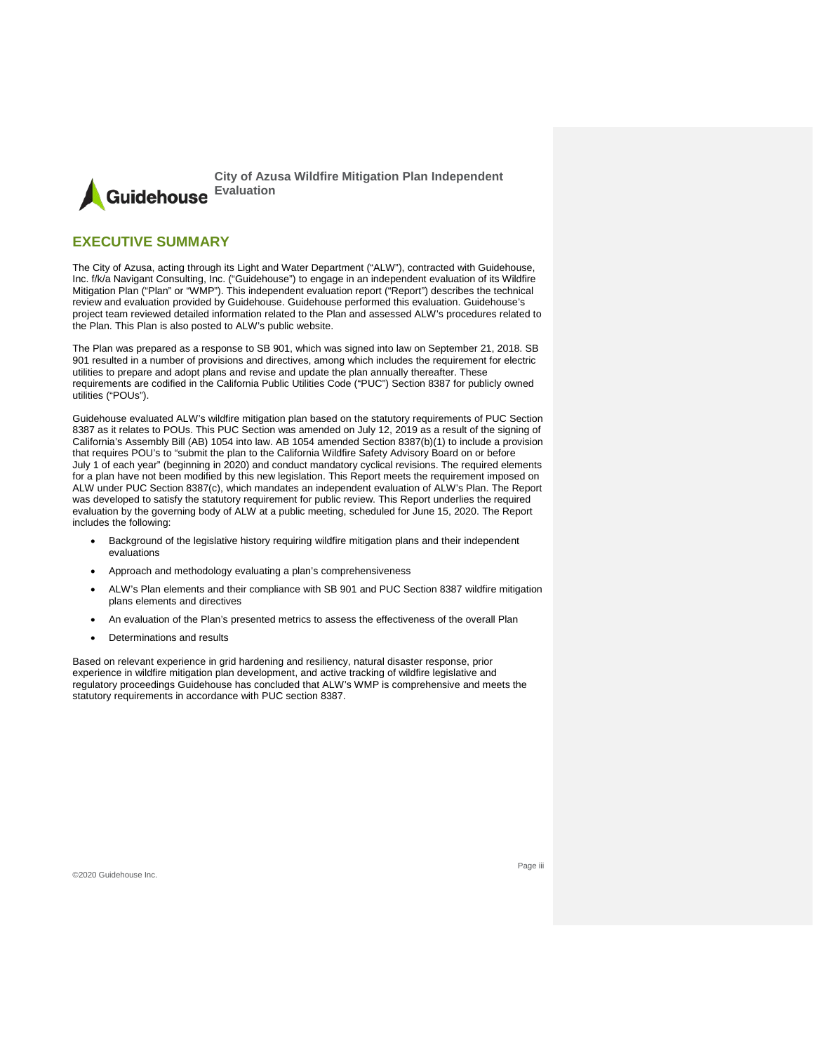## EXECUTIVE SUMMARY

The City of Azusa, acting through its Light and Water Department ("ALW"), contracted with Guidehouse, Inc. f/k/a Navigant Consulting, Inc. ("Guidehouse") to engage in an independent evaluation of its Wildfire Mitigation Plan ("Plan" or "WMP"). This independent evaluation report ("Report") describes the technical review and evaluation provided by Guidehouse. Guidehouse performed this evaluation. Guidehouse's project team reviewed detailed information related to the Plan and assessed ALW's procedures related to the Plan. This Plan is also posted to ALW's public website.

The Plan was prepared as a response to SB 901, which was signed into law on September 21, 2018. SB 901 resulted in a number of provisions and directives, among which includes the requirement for electric utilities to prepare and adopt plans and revise and update the plan annually thereafter. These requirements are codified in the California Public Utilities Code ("PUC") Section 8387 for publicly owned utilities ("POUs").

Guidehouse evaluated ALW's wildfire mitigation plan based on the statutory requirements of PUC Section 8387 as it relates to POUs. This PUC Section was amended on July 12, 2019 as a result of the signing of California's Assembly Bill (AB) 1054 into law. AB 1054 amended Section 8387(b)(1) to include a provision that requires POU's to "submit the plan to the California Wildfire Safety Advisory Board on or before July 1 of each year" (beginning in 2020) and conduct mandatory cyclical revisions. The required elements for a plan have not been modified by this new legislation. This Report meets the requirement imposed on ALW under PUC Section 8387(c), which mandates an independent evaluation of ALW's Plan. The Report was developed to satisfy the statutory requirement for public review. This Report underlies the required evaluation by the governing body of ALW at a public meeting, scheduled for June 15, 2020. The Report includes the following:

- Background of the legislative history requiring wildfire mitigation plans and their independent evaluations
- Approach and methodology evaluating a plan's comprehensiveness
- ALW's Plan elements and their compliance with SB 901 and PUC Section 8387 wildfire mitigation plans elements and directives
- An evaluation of the Plan's presented metrics to assess the effectiveness of the overall Plan
- Determinations and results

Based on relevant experience in grid hardening and resiliency, natural disaster response, prior experience in wildfire mitigation plan development, and active tracking of wildfire legislative and regulatory proceedings Guidehouse has concluded that ALW's WMP is comprehensive and meets the statutory requirements in accordance with PUC section 8387.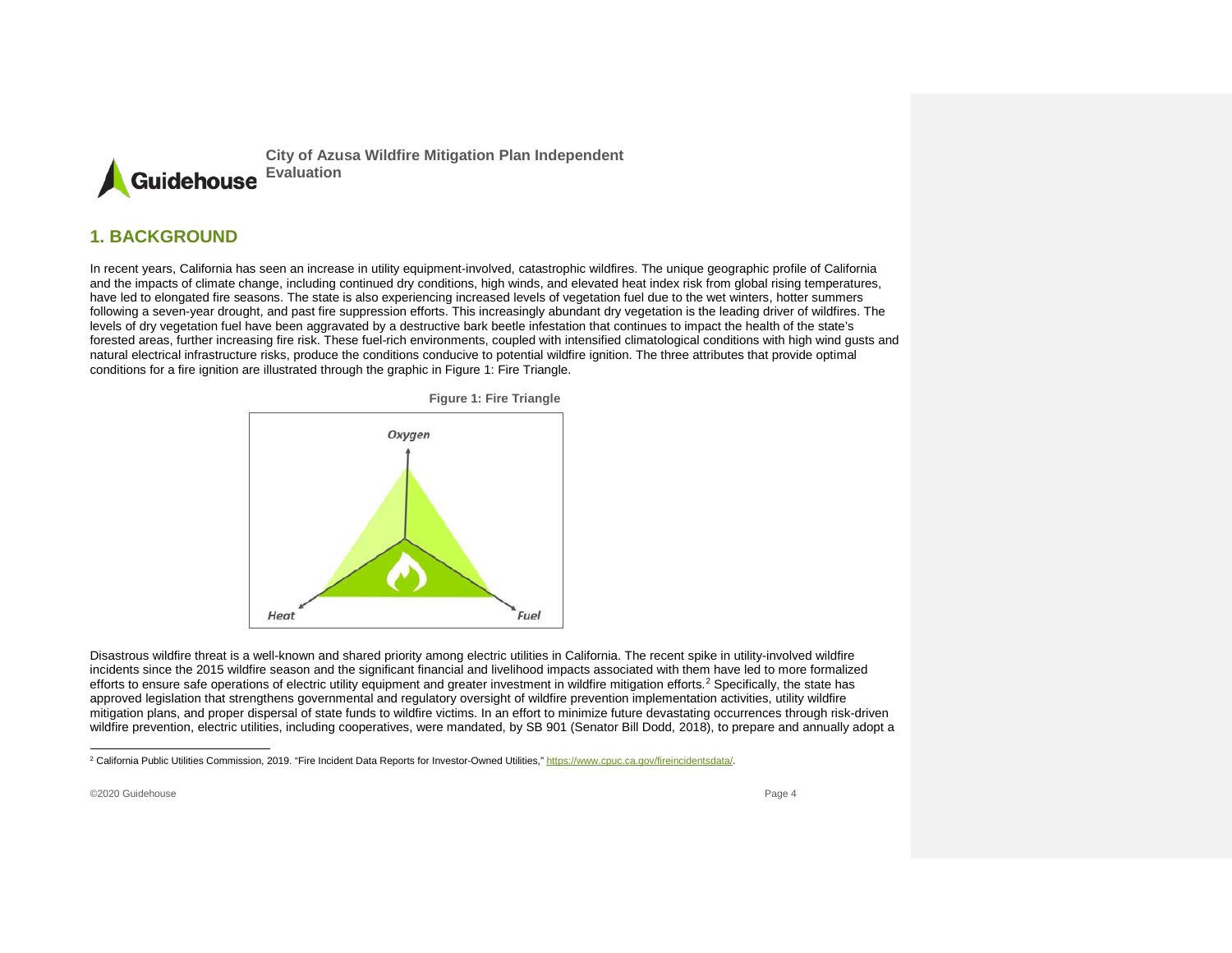## 1. BACKGROUND

In recent years, California has seen an increase in utility equipment-involved, catastrophic wildfires. The unique geographic profile of California and the impacts of climate change, including continued dry conditions, high winds, and elevated heat index risk from global rising temperatures, have led to elongated fire seasons. The state is also experiencing increased levels of vegetation fuel due to the wet winters, hotter summers following a seven-year drought, and past fire suppression efforts. This increasingly abundant dry vegetation is the leading driver of wildfires. The levels of dry vegetation fuel have been aggravated by a destructive bark beetle infestation that continues to impact the health of the state's forested areas, further increasing fire risk. These fuel-rich environments, coupled with intensified climatological conditions with high wind gusts and natural electrical infrastructure risks, produce the conditions conducive to potential wildfire ignition. The three attributes that provide optimal conditions for a fire ignition are illustrated through the graphic in Figure 1: Fire Triangle.

**Figure 1: Fire Triangle**

Oxygen

Heat

Fuel

Disastrous wildfire threat is a well-known and shared priority among electric utilities in California. The recent spike in utility-involved wildfire incidents since the 2015 wildfire season and the significant financial and livelihood impacts associated with them have led to more formalized efforts to ensure safe operations of electric utility equipment and greater investment in wildfire mitigation efforts.[2] Specifically, the state has approved legislation that strengthens governmental and regulatory oversight of wildfire prevention implementation activities, utility wildfire mitigation plans, and proper dispersal of state funds to wildfire victims. In an effort to minimize future devastating occurrences through risk-driven wildfire prevention, electric utilities, including cooperatives, were mandated, by SB 901 (Senator Bill Dodd, 2018), to prepare and annually adopt a

---

[2] California Public Utilities Commission, 2019. "Fire Incident Data Reports for Investor-Owned Utilities," https://www.cpuc.ca.gov/fireincidentsdata/.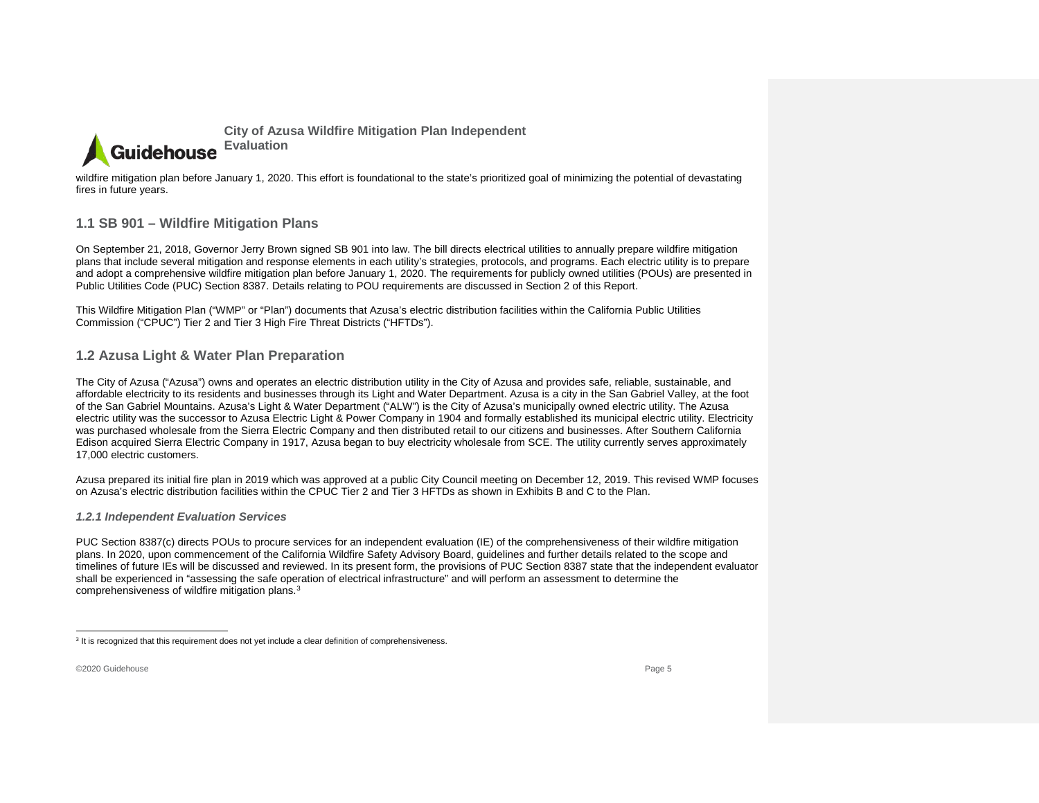wildfire mitigation plan before January 1, 2020. This effort is foundational to the state's prioritized goal of minimizing the potential of devastating fires in future years.

## 1.1 SB 901 – Wildfire Mitigation Plans

On September 21, 2018, Governor Jerry Brown signed SB 901 into law. The bill directs electrical utilities to annually prepare wildfire mitigation plans that include several mitigation and response elements in each utility's strategies, protocols, and programs. Each electric utility is to prepare and adopt a comprehensive wildfire mitigation plan before January 1, 2020. The requirements for publicly owned utilities (POUs) are presented in Public Utilities Code (PUC) Section 8387. Details relating to POU requirements are discussed in Section 2 of this Report.

This Wildfire Mitigation Plan ("WMP" or "Plan") documents that Azusa's electric distribution facilities within the California Public Utilities Commission ("CPUC") Tier 2 and Tier 3 High Fire Threat Districts ("HFTDs").

## 1.2 Azusa Light & Water Plan Preparation

The City of Azusa ("Azusa") owns and operates an electric distribution utility in the City of Azusa and provides safe, reliable, sustainable, and affordable electricity to its residents and businesses through its Light and Water Department. Azusa is a city in the San Gabriel Valley, at the foot of the San Gabriel Mountains. Azusa's Light & Water Department ("ALW") is the City of Azusa's municipally owned electric utility. The Azusa electric utility was the successor to Azusa Electric Light & Power Company in 1904 and formally established its municipal electric utility. Electricity was purchased wholesale from the Sierra Electric Company and then distributed retail to our citizens and businesses. After Southern California Edison acquired Sierra Electric Company in 1917, Azusa began to buy electricity wholesale from SCE. The utility currently serves approximately 17,000 electric customers.

Azusa prepared its initial fire plan in 2019 which was approved at a public City Council meeting on December 12, 2019. This revised WMP focuses on Azusa's electric distribution facilities within the CPUC Tier 2 and Tier 3 HFTDs as shown in Exhibits B and C to the Plan.

### *1.2.1 Independent Evaluation Services*

PUC Section 8387(c) directs POUs to procure services for an independent evaluation (IE) of the comprehensiveness of their wildfire mitigation plans. In 2020, upon commencement of the California Wildfire Safety Advisory Board, guidelines and further details related to the scope and timelines of future IEs will be discussed and reviewed. In its present form, the provisions of PUC Section 8387 state that the independent evaluator shall be experienced in "assessing the safe operation of electrical infrastructure" and will perform an assessment to determine the comprehensiveness of wildfire mitigation plans.[3]

---

[3] It is recognized that this requirement does not yet include a clear definition of comprehensiveness.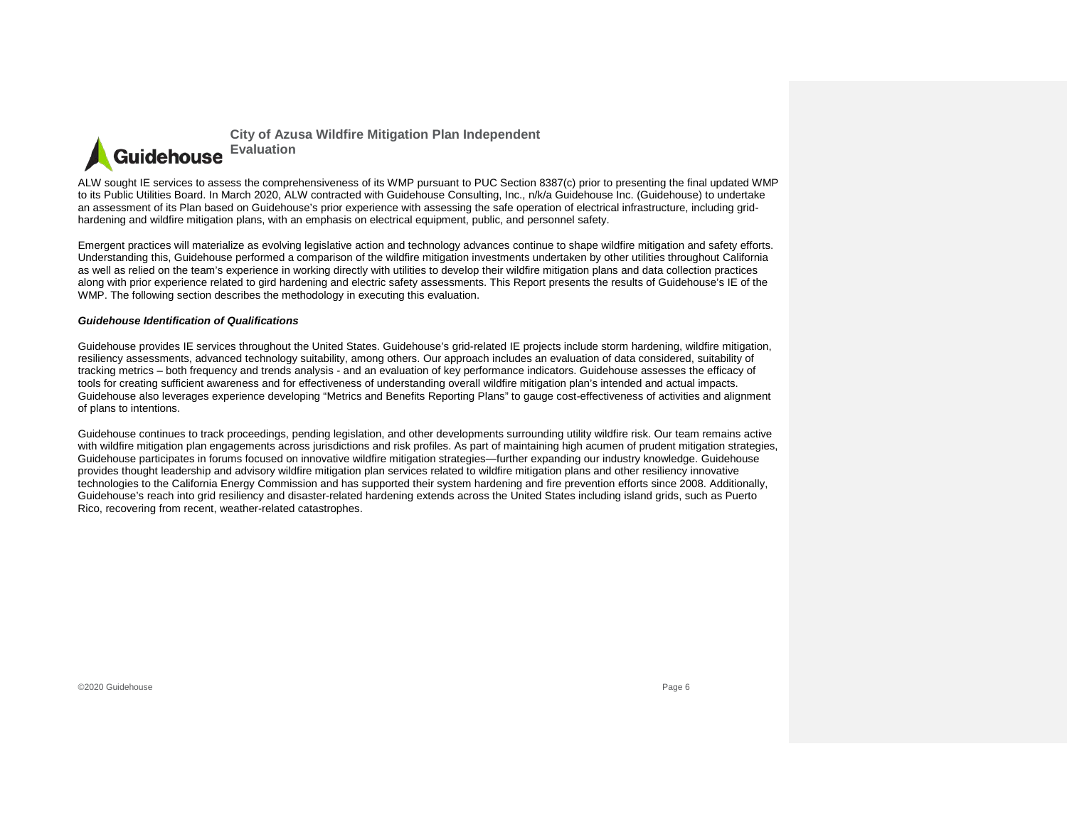ALW sought IE services to assess the comprehensiveness of its WMP pursuant to PUC Section 8387(c) prior to presenting the final updated WMP to its Public Utilities Board. In March 2020, ALW contracted with Guidehouse Consulting, Inc., n/k/a Guidehouse Inc. (Guidehouse) to undertake an assessment of its Plan based on Guidehouse's prior experience with assessing the safe operation of electrical infrastructure, including grid-hardening and wildfire mitigation plans, with an emphasis on electrical equipment, public, and personnel safety.

Emergent practices will materialize as evolving legislative action and technology advances continue to shape wildfire mitigation and safety efforts. Understanding this, Guidehouse performed a comparison of the wildfire mitigation investments undertaken by other utilities throughout California as well as relied on the team's experience in working directly with utilities to develop their wildfire mitigation plans and data collection practices along with prior experience related to gird hardening and electric safety assessments. This Report presents the results of Guidehouse's IE of the WMP. The following section describes the methodology in executing this evaluation.

***Guidehouse Identification of Qualifications***

Guidehouse provides IE services throughout the United States. Guidehouse's grid-related IE projects include storm hardening, wildfire mitigation, resiliency assessments, advanced technology suitability, among others. Our approach includes an evaluation of data considered, suitability of tracking metrics – both frequency and trends analysis - and an evaluation of key performance indicators. Guidehouse assesses the efficacy of tools for creating sufficient awareness and for effectiveness of understanding overall wildfire mitigation plan's intended and actual impacts. Guidehouse also leverages experience developing "Metrics and Benefits Reporting Plans" to gauge cost-effectiveness of activities and alignment of plans to intentions.

Guidehouse continues to track proceedings, pending legislation, and other developments surrounding utility wildfire risk. Our team remains active with wildfire mitigation plan engagements across jurisdictions and risk profiles. As part of maintaining high acumen of prudent mitigation strategies, Guidehouse participates in forums focused on innovative wildfire mitigation strategies—further expanding our industry knowledge. Guidehouse provides thought leadership and advisory wildfire mitigation plan services related to wildfire mitigation plans and other resiliency innovative technologies to the California Energy Commission and has supported their system hardening and fire prevention efforts since 2008. Additionally, Guidehouse's reach into grid resiliency and disaster-related hardening extends across the United States including island grids, such as Puerto Rico, recovering from recent, weather-related catastrophes.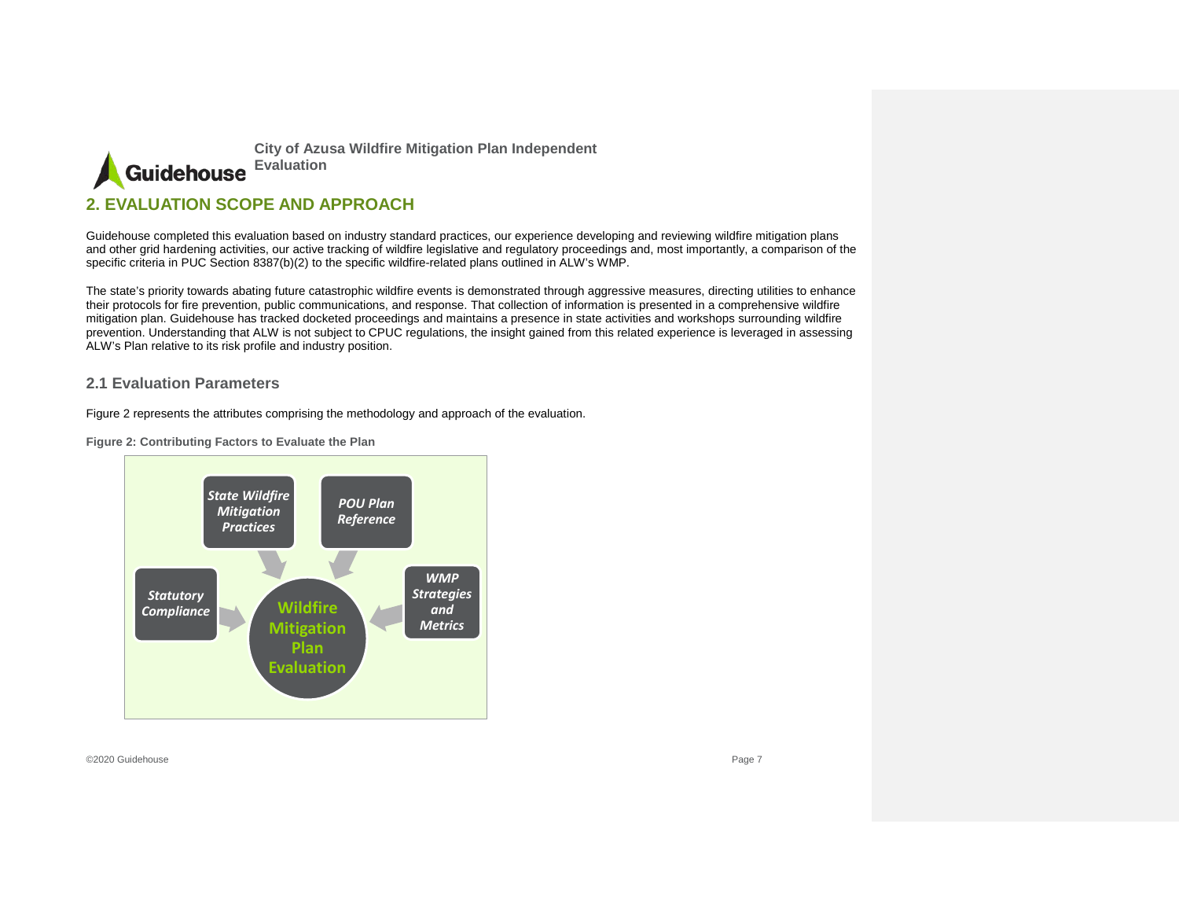## 2. EVALUATION SCOPE AND APPROACH

Guidehouse completed this evaluation based on industry standard practices, our experience developing and reviewing wildfire mitigation plans and other grid hardening activities, our active tracking of wildfire legislative and regulatory proceedings and, most importantly, a comparison of the specific criteria in PUC Section 8387(b)(2) to the specific wildfire-related plans outlined in ALW's WMP.

The state's priority towards abating future catastrophic wildfire events is demonstrated through aggressive measures, directing utilities to enhance their protocols for fire prevention, public communications, and response. That collection of information is presented in a comprehensive wildfire mitigation plan. Guidehouse has tracked docketed proceedings and maintains a presence in state activities and workshops surrounding wildfire prevention. Understanding that ALW is not subject to CPUC regulations, the insight gained from this related experience is leveraged in assessing ALW's Plan relative to its risk profile and industry position.

### 2.1 Evaluation Parameters

Figure 2 represents the attributes comprising the methodology and approach of the evaluation.

**Figure 2: Contributing Factors to Evaluate the Plan**

*State Wildfire Mitigation Practices*

*POU Plan Reference*

*Statutory Compliance*

*WMP Strategies and Metrics*

**Wildfire Mitigation Plan Evaluation**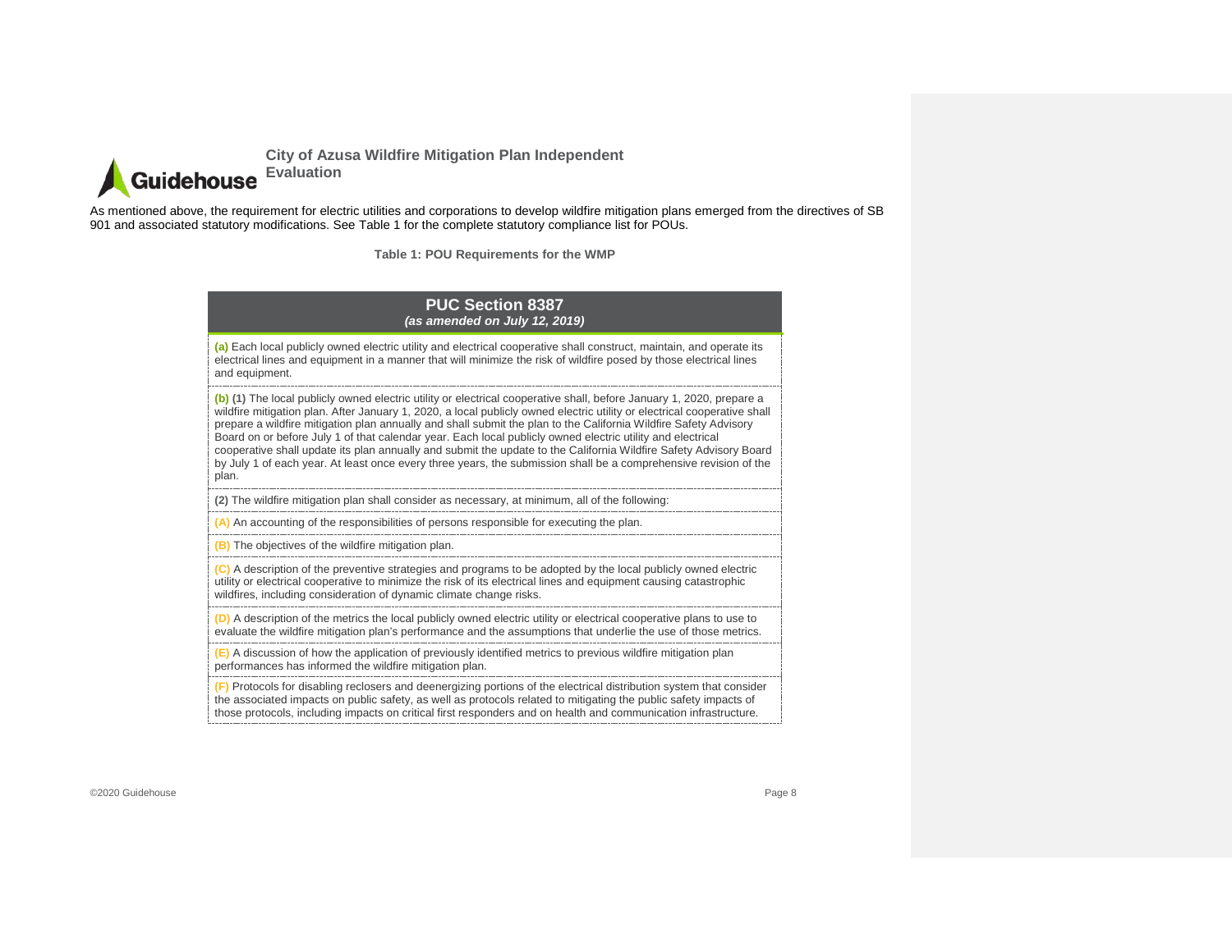As mentioned above, the requirement for electric utilities and corporations to develop wildfire mitigation plans emerged from the directives of SB 901 and associated statutory modifications. See Table 1 for the complete statutory compliance list for POUs.

**Table 1: POU Requirements for the WMP**

| **PUC Section 8387** *(as amended on July 12, 2019)* |
|---|
| **(a)** Each local publicly owned electric utility and electrical cooperative shall construct, maintain, and operate its electrical lines and equipment in a manner that will minimize the risk of wildfire posed by those electrical lines and equipment. |
| **(b) (1)** The local publicly owned electric utility or electrical cooperative shall, before January 1, 2020, prepare a wildfire mitigation plan. After January 1, 2020, a local publicly owned electric utility or electrical cooperative shall prepare a wildfire mitigation plan annually and shall submit the plan to the California Wildfire Safety Advisory Board on or before July 1 of that calendar year. Each local publicly owned electric utility and electrical cooperative shall update its plan annually and submit the update to the California Wildfire Safety Advisory Board by July 1 of each year. At least once every three years, the submission shall be a comprehensive revision of the plan. |
| **(2)** The wildfire mitigation plan shall consider as necessary, at minimum, all of the following: |
| **(A)** An accounting of the responsibilities of persons responsible for executing the plan. |
| **(B)** The objectives of the wildfire mitigation plan. |
| **(C)** A description of the preventive strategies and programs to be adopted by the local publicly owned electric utility or electrical cooperative to minimize the risk of its electrical lines and equipment causing catastrophic wildfires, including consideration of dynamic climate change risks. |
| **(D)** A description of the metrics the local publicly owned electric utility or electrical cooperative plans to use to evaluate the wildfire mitigation plan's performance and the assumptions that underlie the use of those metrics. |
| **(E)** A discussion of how the application of previously identified metrics to previous wildfire mitigation plan performances has informed the wildfire mitigation plan. |
| **(F)** Protocols for disabling reclosers and deenergizing portions of the electrical distribution system that consider the associated impacts on public safety, as well as protocols related to mitigating the public safety impacts of those protocols, including impacts on critical first responders and on health and communication infrastructure. |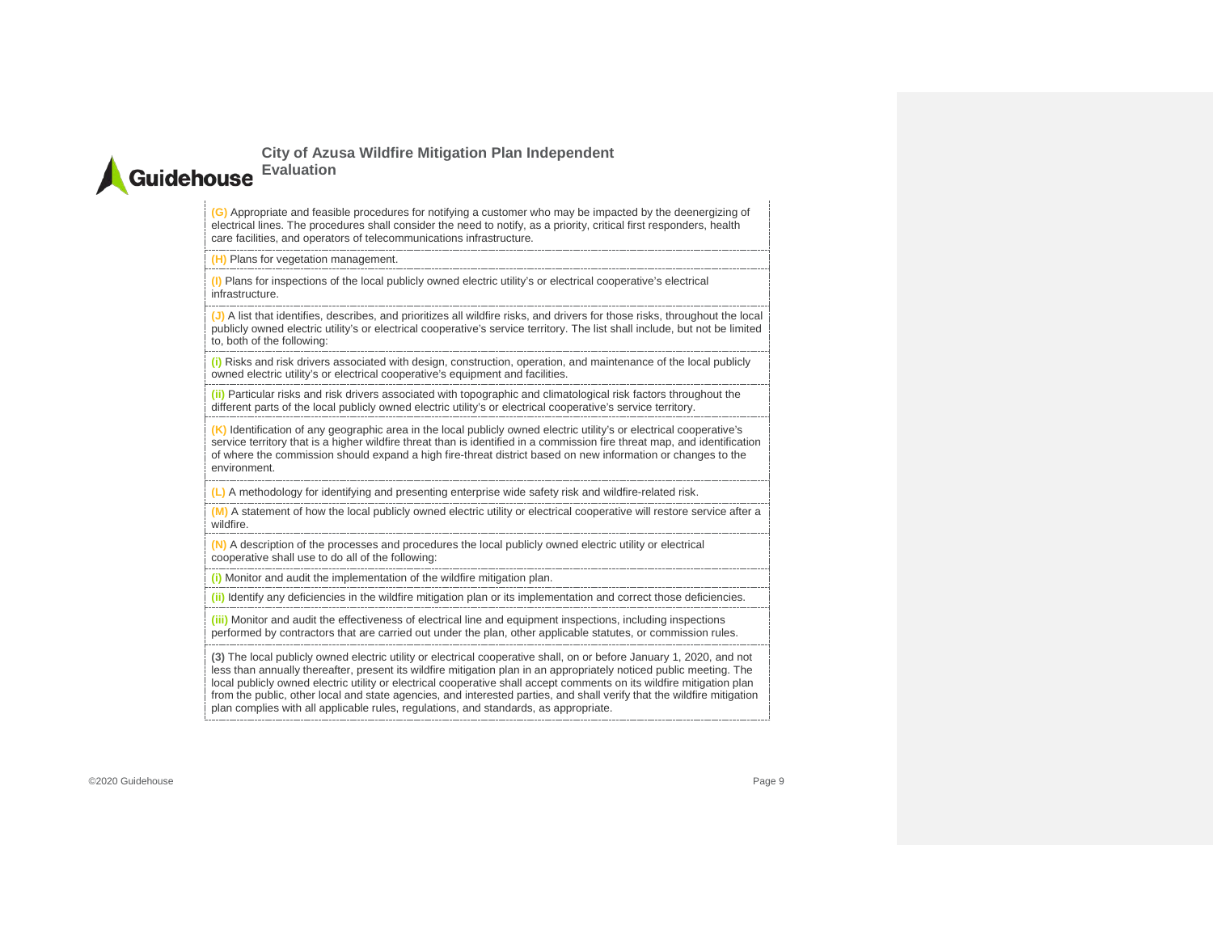(G) Appropriate and feasible procedures for notifying a customer who may be impacted by the deenergizing of electrical lines. The procedures shall consider the need to notify, as a priority, critical first responders, health care facilities, and operators of telecommunications infrastructure.

(H) Plans for vegetation management.

(I) Plans for inspections of the local publicly owned electric utility's or electrical cooperative's electrical infrastructure.

(J) A list that identifies, describes, and prioritizes all wildfire risks, and drivers for those risks, throughout the local publicly owned electric utility's or electrical cooperative's service territory. The list shall include, but not be limited to, both of the following:

(i) Risks and risk drivers associated with design, construction, operation, and maintenance of the local publicly owned electric utility's or electrical cooperative's equipment and facilities.

(ii) Particular risks and risk drivers associated with topographic and climatological risk factors throughout the different parts of the local publicly owned electric utility's or electrical cooperative's service territory.

(K) Identification of any geographic area in the local publicly owned electric utility's or electrical cooperative's service territory that is a higher wildfire threat than is identified in a commission fire threat map, and identification of where the commission should expand a high fire-threat district based on new information or changes to the environment.

(L) A methodology for identifying and presenting enterprise wide safety risk and wildfire-related risk.

(M) A statement of how the local publicly owned electric utility or electrical cooperative will restore service after a wildfire.

(N) A description of the processes and procedures the local publicly owned electric utility or electrical cooperative shall use to do all of the following:

(i) Monitor and audit the implementation of the wildfire mitigation plan.

(ii) Identify any deficiencies in the wildfire mitigation plan or its implementation and correct those deficiencies.

(iii) Monitor and audit the effectiveness of electrical line and equipment inspections, including inspections performed by contractors that are carried out under the plan, other applicable statutes, or commission rules.

**(3)** The local publicly owned electric utility or electrical cooperative shall, on or before January 1, 2020, and not less than annually thereafter, present its wildfire mitigation plan in an appropriately noticed public meeting. The local publicly owned electric utility or electrical cooperative shall accept comments on its wildfire mitigation plan from the public, other local and state agencies, and interested parties, and shall verify that the wildfire mitigation plan complies with all applicable rules, regulations, and standards, as appropriate.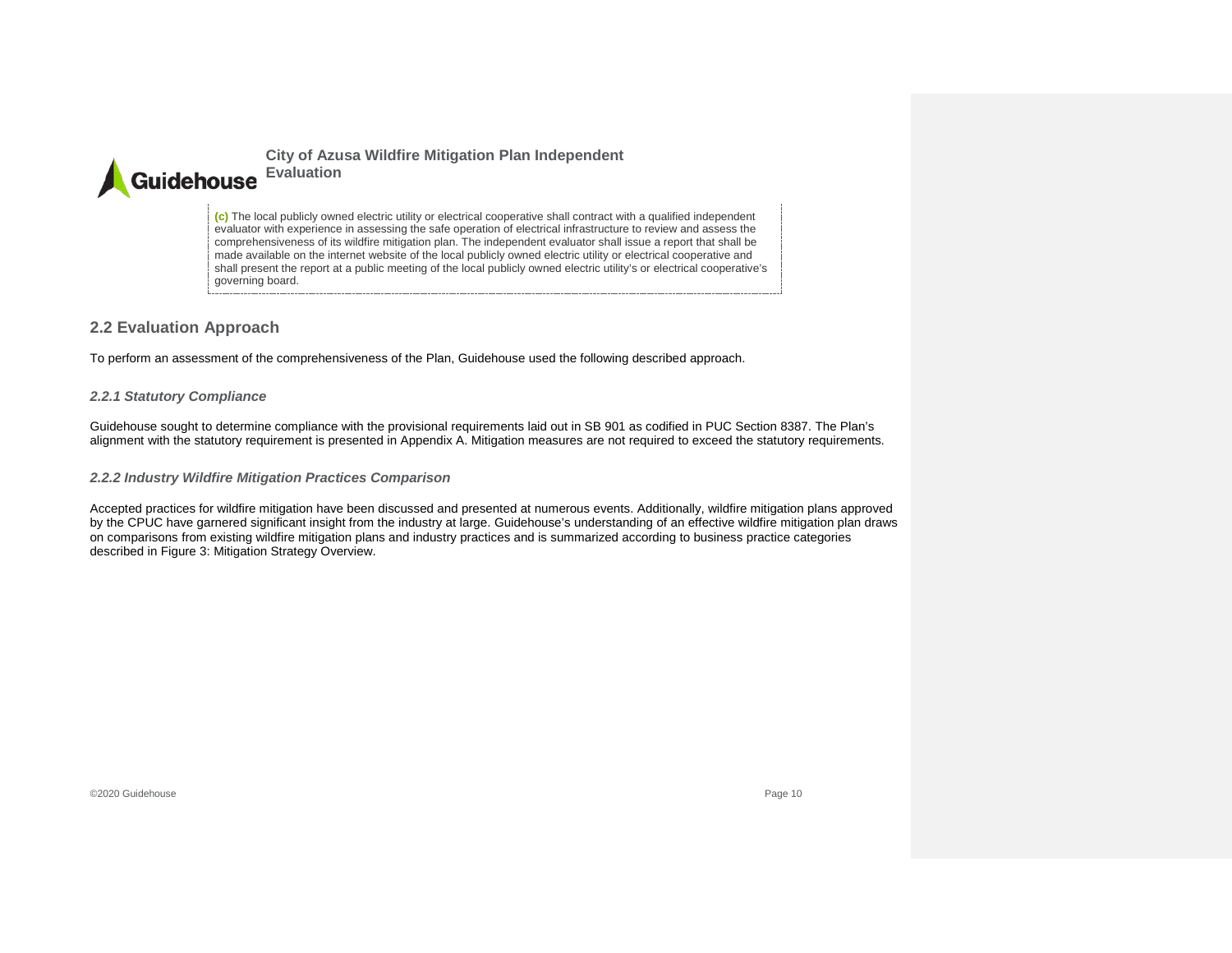> **(c)** The local publicly owned electric utility or electrical cooperative shall contract with a qualified independent evaluator with experience in assessing the safe operation of electrical infrastructure to review and assess the comprehensiveness of its wildfire mitigation plan. The independent evaluator shall issue a report that shall be made available on the internet website of the local publicly owned electric utility or electrical cooperative and shall present the report at a public meeting of the local publicly owned electric utility's or electrical cooperative's governing board.

## 2.2 Evaluation Approach

To perform an assessment of the comprehensiveness of the Plan, Guidehouse used the following described approach.

### *2.2.1 Statutory Compliance*

Guidehouse sought to determine compliance with the provisional requirements laid out in SB 901 as codified in PUC Section 8387. The Plan's alignment with the statutory requirement is presented in Appendix A. Mitigation measures are not required to exceed the statutory requirements.

### *2.2.2 Industry Wildfire Mitigation Practices Comparison*

Accepted practices for wildfire mitigation have been discussed and presented at numerous events. Additionally, wildfire mitigation plans approved by the CPUC have garnered significant insight from the industry at large. Guidehouse's understanding of an effective wildfire mitigation plan draws on comparisons from existing wildfire mitigation plans and industry practices and is summarized according to business practice categories described in Figure 3: Mitigation Strategy Overview.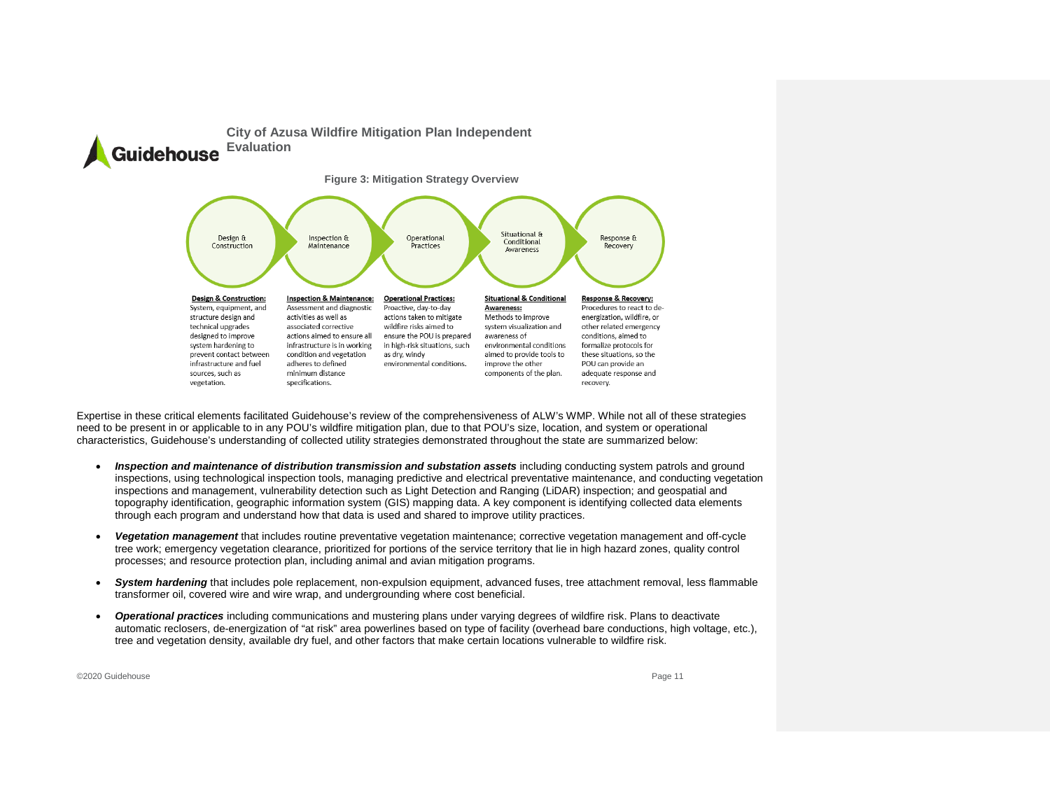**Figure 3: Mitigation Strategy Overview**

Design & Construction → Inspection & Maintenance → Operational Practices → Situational & Conditional Awareness → Response & Recovery

**Design & Construction:** System, equipment, and structure design and technical upgrades designed to improve system hardening to prevent contact between infrastructure and fuel sources, such as vegetation.

**Inspection & Maintenance:** Assessment and diagnostic activities as well as associated corrective actions aimed to ensure all infrastructure is in working condition and vegetation adheres to defined minimum distance specifications.

**Operational Practices:** Proactive, day-to-day actions taken to mitigate wildfire risks aimed to ensure the POU is prepared in high-risk situations, such as dry, windy environmental conditions.

**Situational & Conditional Awareness:** Methods to improve system visualization and awareness of environmental conditions aimed to provide tools to improve the other components of the plan.

**Response & Recovery:** Procedures to react to de-energization, wildfire, or other related emergency conditions, aimed to formalize protocols for these situations, so the POU can provide an adequate response and recovery.

Expertise in these critical elements facilitated Guidehouse's review of the comprehensiveness of ALW's WMP. While not all of these strategies need to be present in or applicable to in any POU's wildfire mitigation plan, due to that POU's size, location, and system or operational characteristics, Guidehouse's understanding of collected utility strategies demonstrated throughout the state are summarized below:

- ***Inspection and maintenance of distribution transmission and substation assets*** including conducting system patrols and ground inspections, using technological inspection tools, managing predictive and electrical preventative maintenance, and conducting vegetation inspections and management, vulnerability detection such as Light Detection and Ranging (LiDAR) inspection; and geospatial and topography identification, geographic information system (GIS) mapping data. A key component is identifying collected data elements through each program and understand how that data is used and shared to improve utility practices.
- ***Vegetation management*** that includes routine preventative vegetation maintenance; corrective vegetation management and off-cycle tree work; emergency vegetation clearance, prioritized for portions of the service territory that lie in high hazard zones, quality control processes; and resource protection plan, including animal and avian mitigation programs.
- ***System hardening*** that includes pole replacement, non-expulsion equipment, advanced fuses, tree attachment removal, less flammable transformer oil, covered wire and wire wrap, and undergrounding where cost beneficial.
- ***Operational practices*** including communications and mustering plans under varying degrees of wildfire risk. Plans to deactivate automatic reclosers, de-energization of "at risk" area powerlines based on type of facility (overhead bare conductions, high voltage, etc.), tree and vegetation density, available dry fuel, and other factors that make certain locations vulnerable to wildfire risk.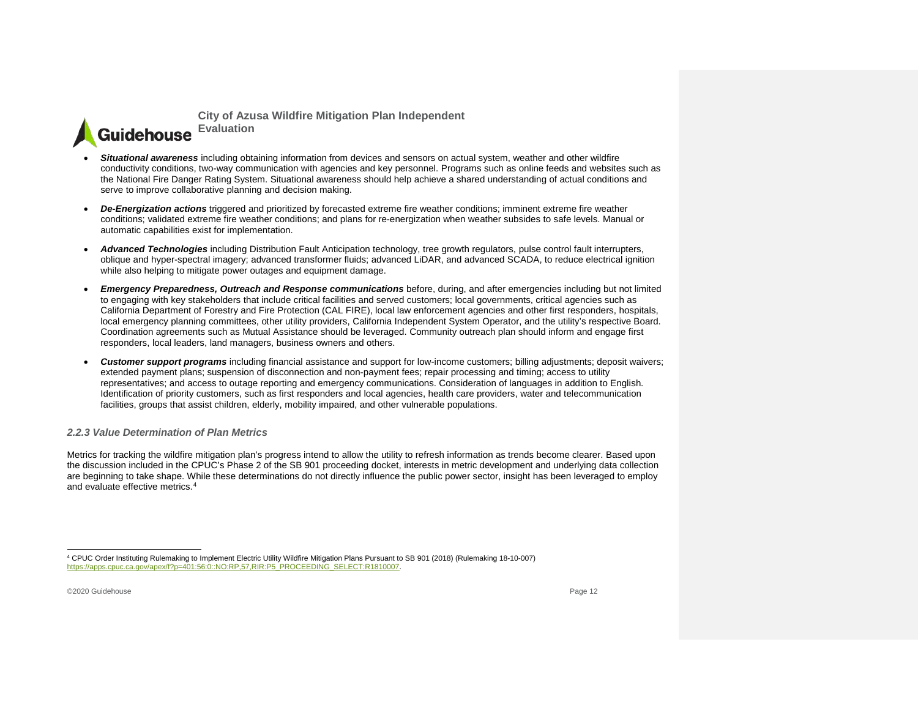- ***Situational awareness*** including obtaining information from devices and sensors on actual system, weather and other wildfire conductivity conditions, two-way communication with agencies and key personnel. Programs such as online feeds and websites such as the National Fire Danger Rating System. Situational awareness should help achieve a shared understanding of actual conditions and serve to improve collaborative planning and decision making.

- ***De-Energization actions*** triggered and prioritized by forecasted extreme fire weather conditions; imminent extreme fire weather conditions; validated extreme fire weather conditions; and plans for re-energization when weather subsides to safe levels. Manual or automatic capabilities exist for implementation.

- ***Advanced Technologies*** including Distribution Fault Anticipation technology, tree growth regulators, pulse control fault interrupters, oblique and hyper-spectral imagery; advanced transformer fluids; advanced LiDAR, and advanced SCADA, to reduce electrical ignition while also helping to mitigate power outages and equipment damage.

- ***Emergency Preparedness, Outreach and Response communications*** before, during, and after emergencies including but not limited to engaging with key stakeholders that include critical facilities and served customers; local governments, critical agencies such as California Department of Forestry and Fire Protection (CAL FIRE), local law enforcement agencies and other first responders, hospitals, local emergency planning committees, other utility providers, California Independent System Operator, and the utility's respective Board. Coordination agreements such as Mutual Assistance should be leveraged. Community outreach plan should inform and engage first responders, local leaders, land managers, business owners and others.

- ***Customer support programs*** including financial assistance and support for low-income customers; billing adjustments; deposit waivers; extended payment plans; suspension of disconnection and non-payment fees; repair processing and timing; access to utility representatives; and access to outage reporting and emergency communications. Consideration of languages in addition to English. Identification of priority customers, such as first responders and local agencies, health care providers, water and telecommunication facilities, groups that assist children, elderly, mobility impaired, and other vulnerable populations.

### *2.2.3 Value Determination of Plan Metrics*

Metrics for tracking the wildfire mitigation plan's progress intend to allow the utility to refresh information as trends become clearer. Based upon the discussion included in the CPUC's Phase 2 of the SB 901 proceeding docket, interests in metric development and underlying data collection are beginning to take shape. While these determinations do not directly influence the public power sector, insight has been leveraged to employ and evaluate effective metrics.[4]

---

[4] CPUC Order Instituting Rulemaking to Implement Electric Utility Wildfire Mitigation Plans Pursuant to SB 901 (2018) (Rulemaking 18-10-007) https://apps.cpuc.ca.gov/apex/f?p=401:56:0::NO:RP,57,RIR:P5_PROCEEDING_SELECT:R1810007.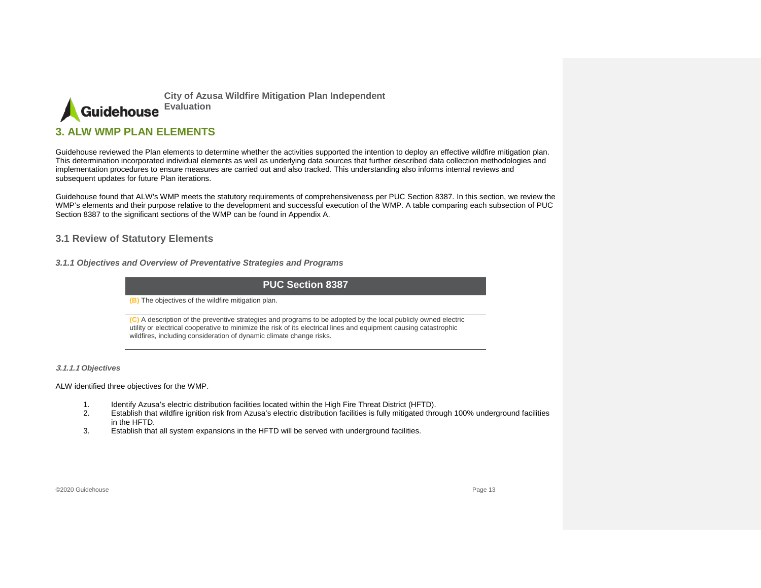## 3. ALW WMP PLAN ELEMENTS

Guidehouse reviewed the Plan elements to determine whether the activities supported the intention to deploy an effective wildfire mitigation plan. This determination incorporated individual elements as well as underlying data sources that further described data collection methodologies and implementation procedures to ensure measures are carried out and also tracked. This understanding also informs internal reviews and subsequent updates for future Plan iterations.

Guidehouse found that ALW's WMP meets the statutory requirements of comprehensiveness per PUC Section 8387. In this section, we review the WMP's elements and their purpose relative to the development and successful execution of the WMP. A table comparing each subsection of PUC Section 8387 to the significant sections of the WMP can be found in Appendix A.

### 3.1 Review of Statutory Elements

#### *3.1.1 Objectives and Overview of Preventative Strategies and Programs*

| PUC Section 8387 |
| --- |
| **(B)** The objectives of the wildfire mitigation plan. |
| **(C)** A description of the preventive strategies and programs to be adopted by the local publicly owned electric utility or electrical cooperative to minimize the risk of its electrical lines and equipment causing catastrophic wildfires, including consideration of dynamic climate change risks. |

##### *3.1.1.1 Objectives*

ALW identified three objectives for the WMP.

1. Identify Azusa's electric distribution facilities located within the High Fire Threat District (HFTD).
2. Establish that wildfire ignition risk from Azusa's electric distribution facilities is fully mitigated through 100% underground facilities in the HFTD.
3. Establish that all system expansions in the HFTD will be served with underground facilities.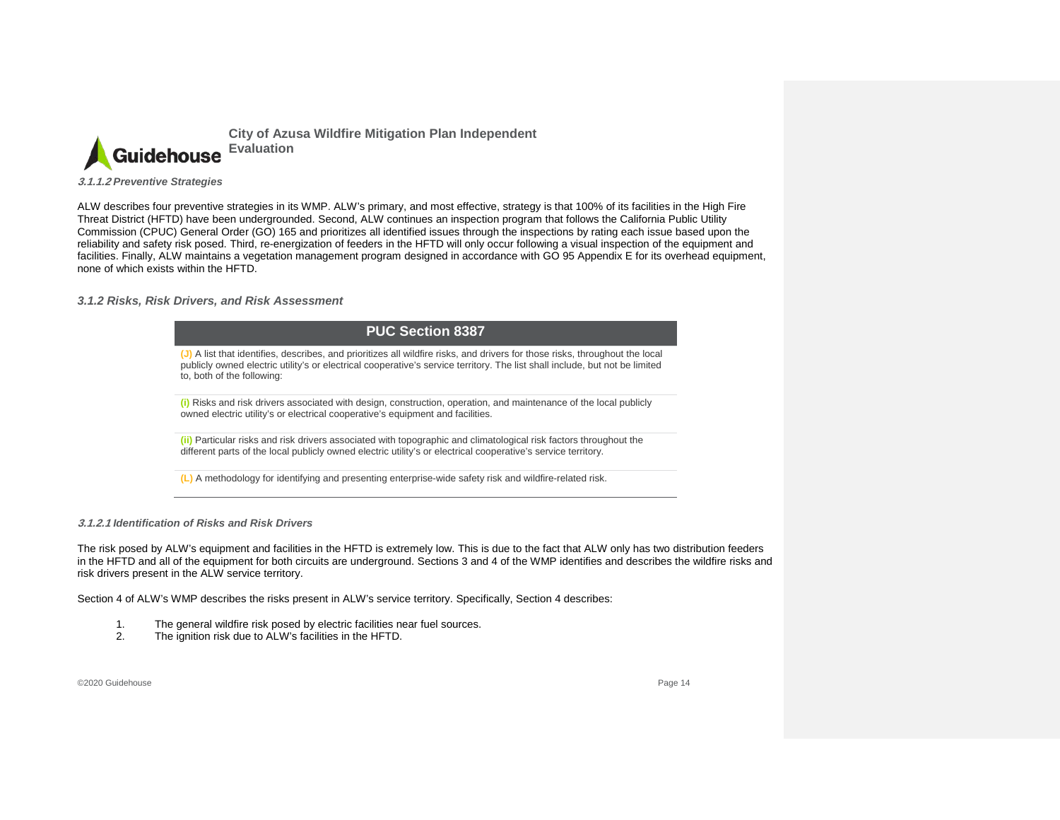#### *3.1.1.2 Preventive Strategies*

ALW describes four preventive strategies in its WMP. ALW's primary, and most effective, strategy is that 100% of its facilities in the High Fire Threat District (HFTD) have been undergrounded. Second, ALW continues an inspection program that follows the California Public Utility Commission (CPUC) General Order (GO) 165 and prioritizes all identified issues through the inspections by rating each issue based upon the reliability and safety risk posed. Third, re-energization of feeders in the HFTD will only occur following a visual inspection of the equipment and facilities. Finally, ALW maintains a vegetation management program designed in accordance with GO 95 Appendix E for its overhead equipment, none of which exists within the HFTD.

### *3.1.2 Risks, Risk Drivers, and Risk Assessment*

| PUC Section 8387 |
| --- |
| **(J)** A list that identifies, describes, and prioritizes all wildfire risks, and drivers for those risks, throughout the local publicly owned electric utility's or electrical cooperative's service territory. The list shall include, but not be limited to, both of the following: |
| **(i)** Risks and risk drivers associated with design, construction, operation, and maintenance of the local publicly owned electric utility's or electrical cooperative's equipment and facilities. |
| **(ii)** Particular risks and risk drivers associated with topographic and climatological risk factors throughout the different parts of the local publicly owned electric utility's or electrical cooperative's service territory. |
| **(L)** A methodology for identifying and presenting enterprise-wide safety risk and wildfire-related risk. |

#### *3.1.2.1 Identification of Risks and Risk Drivers*

The risk posed by ALW's equipment and facilities in the HFTD is extremely low. This is due to the fact that ALW only has two distribution feeders in the HFTD and all of the equipment for both circuits are underground. Sections 3 and 4 of the WMP identifies and describes the wildfire risks and risk drivers present in the ALW service territory.

Section 4 of ALW's WMP describes the risks present in ALW's service territory. Specifically, Section 4 describes:

1. The general wildfire risk posed by electric facilities near fuel sources.
2. The ignition risk due to ALW's facilities in the HFTD.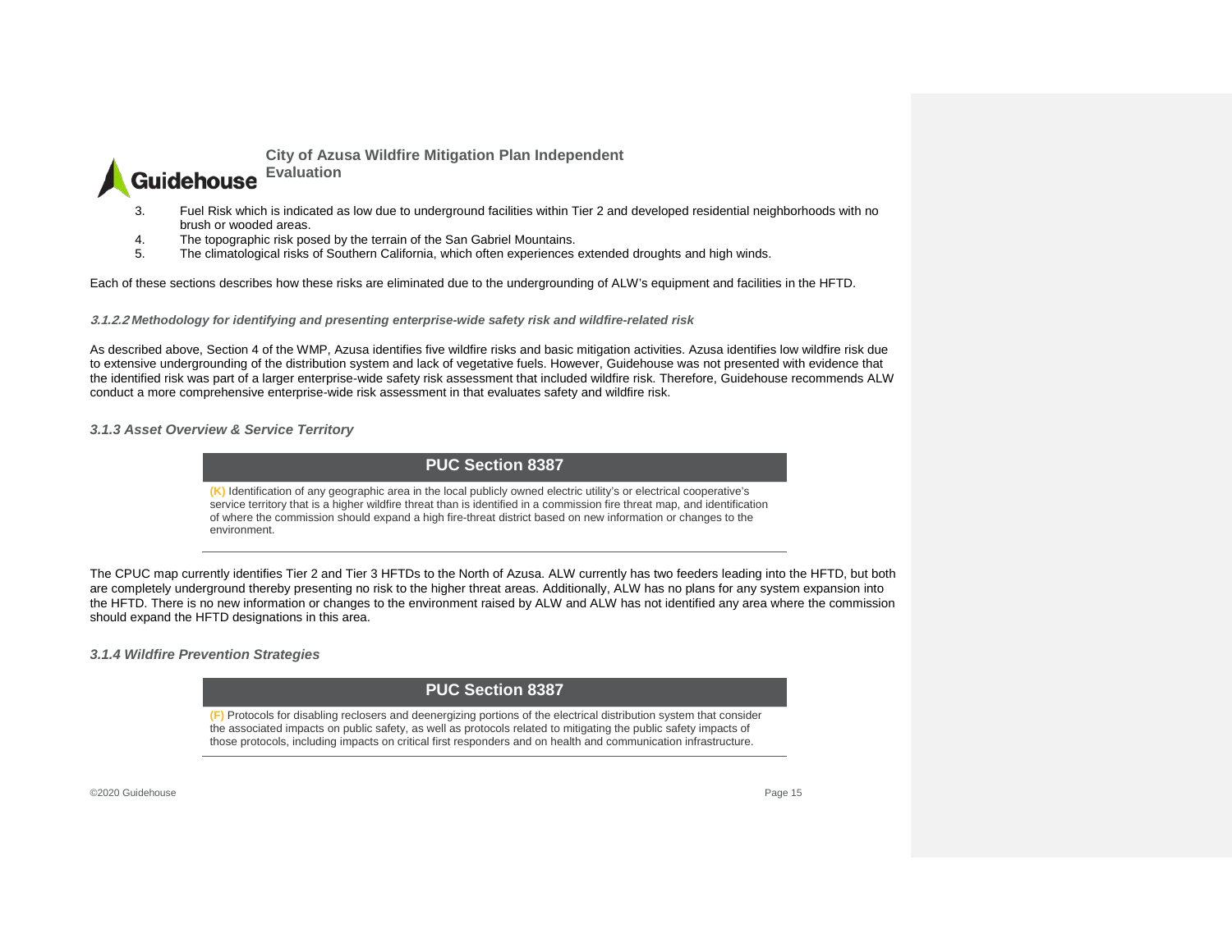3. Fuel Risk which is indicated as low due to underground facilities within Tier 2 and developed residential neighborhoods with no brush or wooded areas.
4. The topographic risk posed by the terrain of the San Gabriel Mountains.
5. The climatological risks of Southern California, which often experiences extended droughts and high winds.

Each of these sections describes how these risks are eliminated due to the undergrounding of ALW's equipment and facilities in the HFTD.

##### *3.1.2.2 Methodology for identifying and presenting enterprise-wide safety risk and wildfire-related risk*

As described above, Section 4 of the WMP, Azusa identifies five wildfire risks and basic mitigation activities. Azusa identifies low wildfire risk due to extensive undergrounding of the distribution system and lack of vegetative fuels. However, Guidehouse was not presented with evidence that the identified risk was part of a larger enterprise-wide safety risk assessment that included wildfire risk. Therefore, Guidehouse recommends ALW conduct a more comprehensive enterprise-wide risk assessment in that evaluates safety and wildfire risk.

### *3.1.3 Asset Overview & Service Territory*

**PUC Section 8387**

**(K)** Identification of any geographic area in the local publicly owned electric utility's or electrical cooperative's service territory that is a higher wildfire threat than is identified in a commission fire threat map, and identification of where the commission should expand a high fire-threat district based on new information or changes to the environment.

The CPUC map currently identifies Tier 2 and Tier 3 HFTDs to the North of Azusa. ALW currently has two feeders leading into the HFTD, but both are completely underground thereby presenting no risk to the higher threat areas. Additionally, ALW has no plans for any system expansion into the HFTD. There is no new information or changes to the environment raised by ALW and ALW has not identified any area where the commission should expand the HFTD designations in this area.

### *3.1.4 Wildfire Prevention Strategies*

**PUC Section 8387**

**(F)** Protocols for disabling reclosers and deenergizing portions of the electrical distribution system that consider the associated impacts on public safety, as well as protocols related to mitigating the public safety impacts of those protocols, including impacts on critical first responders and on health and communication infrastructure.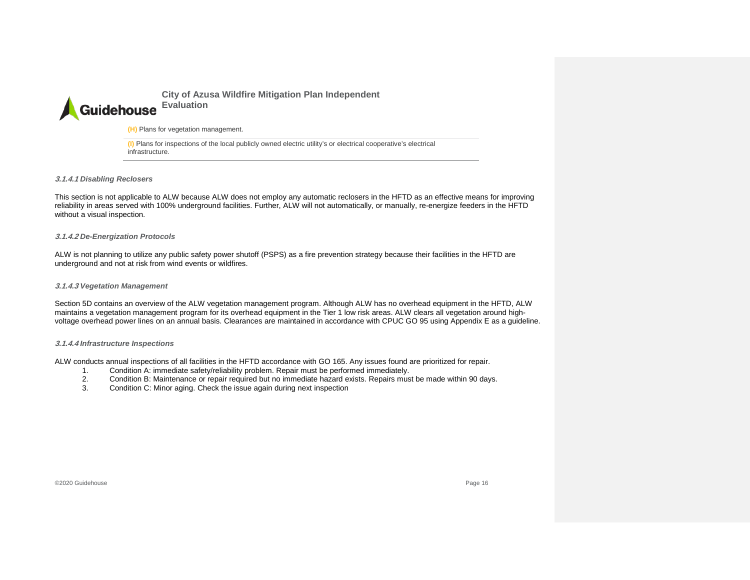**(H)** Plans for vegetation management.

**(I)** Plans for inspections of the local publicly owned electric utility's or electrical cooperative's electrical infrastructure.

#### *3.1.4.1 Disabling Reclosers*

This section is not applicable to ALW because ALW does not employ any automatic reclosers in the HFTD as an effective means for improving reliability in areas served with 100% underground facilities. Further, ALW will not automatically, or manually, re-energize feeders in the HFTD without a visual inspection.

#### *3.1.4.2 De-Energization Protocols*

ALW is not planning to utilize any public safety power shutoff (PSPS) as a fire prevention strategy because their facilities in the HFTD are underground and not at risk from wind events or wildfires.

#### *3.1.4.3 Vegetation Management*

Section 5D contains an overview of the ALW vegetation management program. Although ALW has no overhead equipment in the HFTD, ALW maintains a vegetation management program for its overhead equipment in the Tier 1 low risk areas. ALW clears all vegetation around high-voltage overhead power lines on an annual basis. Clearances are maintained in accordance with CPUC GO 95 using Appendix E as a guideline.

#### *3.1.4.4 Infrastructure Inspections*

ALW conducts annual inspections of all facilities in the HFTD accordance with GO 165. Any issues found are prioritized for repair.

1. Condition A: immediate safety/reliability problem. Repair must be performed immediately.
2. Condition B: Maintenance or repair required but no immediate hazard exists. Repairs must be made within 90 days.
3. Condition C: Minor aging. Check the issue again during next inspection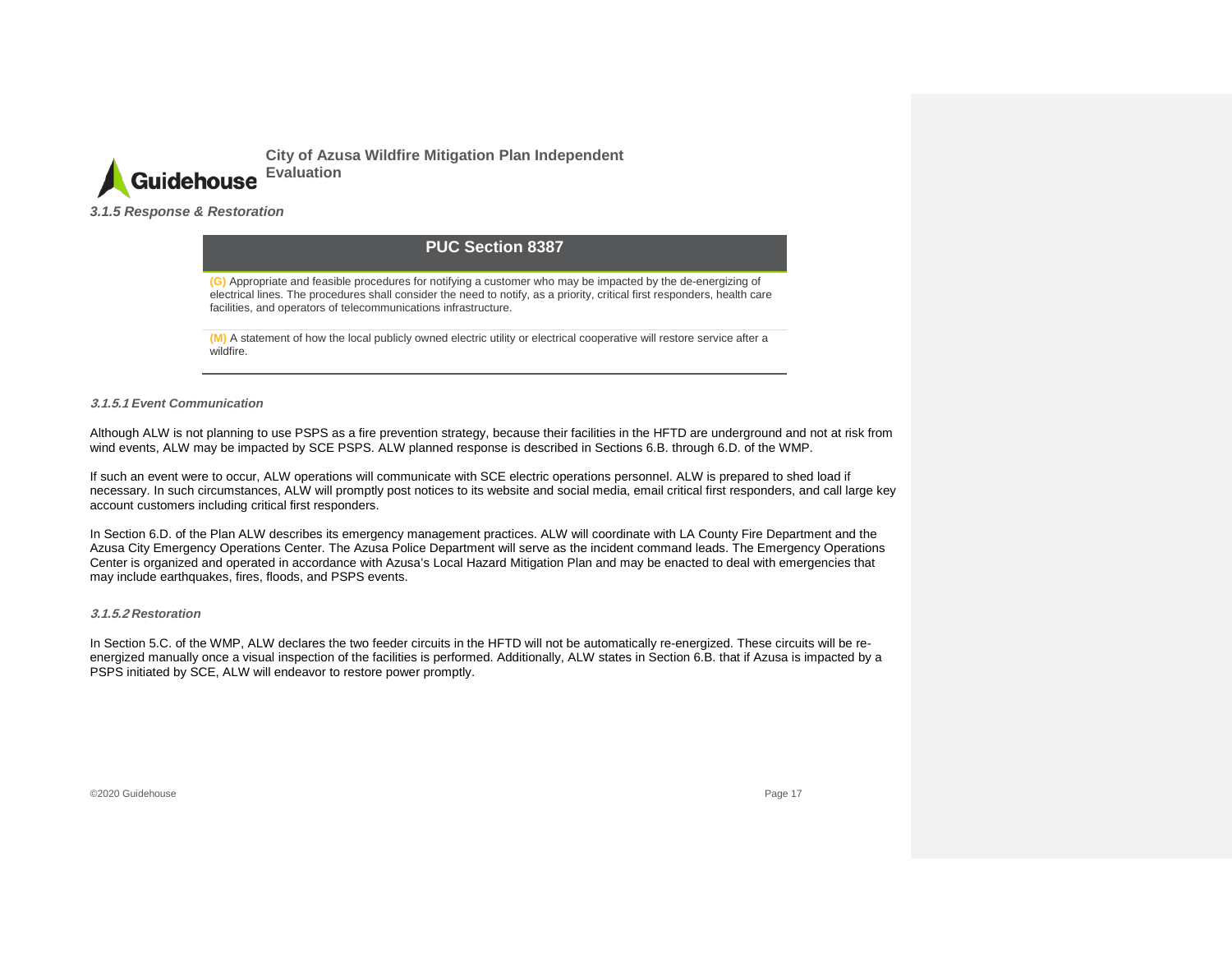### 3.1.5 Response & Restoration

| PUC Section 8387 |
| --- |
| **(G)** Appropriate and feasible procedures for notifying a customer who may be impacted by the de-energizing of electrical lines. The procedures shall consider the need to notify, as a priority, critical first responders, health care facilities, and operators of telecommunications infrastructure. |
| **(M)** A statement of how the local publicly owned electric utility or electrical cooperative will restore service after a wildfire. |

#### 3.1.5.1 Event Communication

Although ALW is not planning to use PSPS as a fire prevention strategy, because their facilities in the HFTD are underground and not at risk from wind events, ALW may be impacted by SCE PSPS. ALW planned response is described in Sections 6.B. through 6.D. of the WMP.

If such an event were to occur, ALW operations will communicate with SCE electric operations personnel. ALW is prepared to shed load if necessary. In such circumstances, ALW will promptly post notices to its website and social media, email critical first responders, and call large key account customers including critical first responders.

In Section 6.D. of the Plan ALW describes its emergency management practices. ALW will coordinate with LA County Fire Department and the Azusa City Emergency Operations Center. The Azusa Police Department will serve as the incident command leads. The Emergency Operations Center is organized and operated in accordance with Azusa's Local Hazard Mitigation Plan and may be enacted to deal with emergencies that may include earthquakes, fires, floods, and PSPS events.

#### 3.1.5.2 Restoration

In Section 5.C. of the WMP, ALW declares the two feeder circuits in the HFTD will not be automatically re-energized. These circuits will be re-energized manually once a visual inspection of the facilities is performed. Additionally, ALW states in Section 6.B. that if Azusa is impacted by a PSPS initiated by SCE, ALW will endeavor to restore power promptly.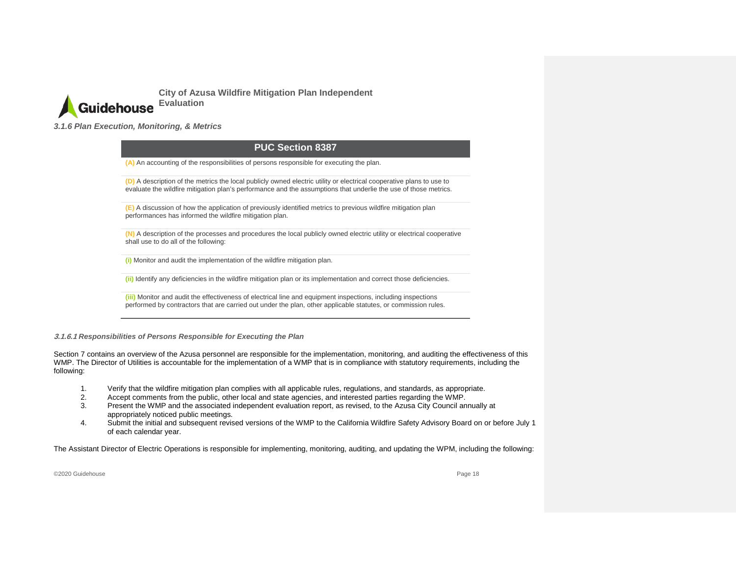### *3.1.6 Plan Execution, Monitoring, & Metrics*

| PUC Section 8387 |
|---|
| **(A)** An accounting of the responsibilities of persons responsible for executing the plan. |
| **(D)** A description of the metrics the local publicly owned electric utility or electrical cooperative plans to use to evaluate the wildfire mitigation plan's performance and the assumptions that underlie the use of those metrics. |
| **(E)** A discussion of how the application of previously identified metrics to previous wildfire mitigation plan performances has informed the wildfire mitigation plan. |
| **(N)** A description of the processes and procedures the local publicly owned electric utility or electrical cooperative shall use to do all of the following: |
| **(i)** Monitor and audit the implementation of the wildfire mitigation plan. |
| **(ii)** Identify any deficiencies in the wildfire mitigation plan or its implementation and correct those deficiencies. |
| **(iii)** Monitor and audit the effectiveness of electrical line and equipment inspections, including inspections performed by contractors that are carried out under the plan, other applicable statutes, or commission rules. |

#### *3.1.6.1 Responsibilities of Persons Responsible for Executing the Plan*

Section 7 contains an overview of the Azusa personnel are responsible for the implementation, monitoring, and auditing the effectiveness of this WMP. The Director of Utilities is accountable for the implementation of a WMP that is in compliance with statutory requirements, including the following:

1. Verify that the wildfire mitigation plan complies with all applicable rules, regulations, and standards, as appropriate.
2. Accept comments from the public, other local and state agencies, and interested parties regarding the WMP.
3. Present the WMP and the associated independent evaluation report, as revised, to the Azusa City Council annually at appropriately noticed public meetings.
4. Submit the initial and subsequent revised versions of the WMP to the California Wildfire Safety Advisory Board on or before July 1 of each calendar year.

The Assistant Director of Electric Operations is responsible for implementing, monitoring, auditing, and updating the WPM, including the following: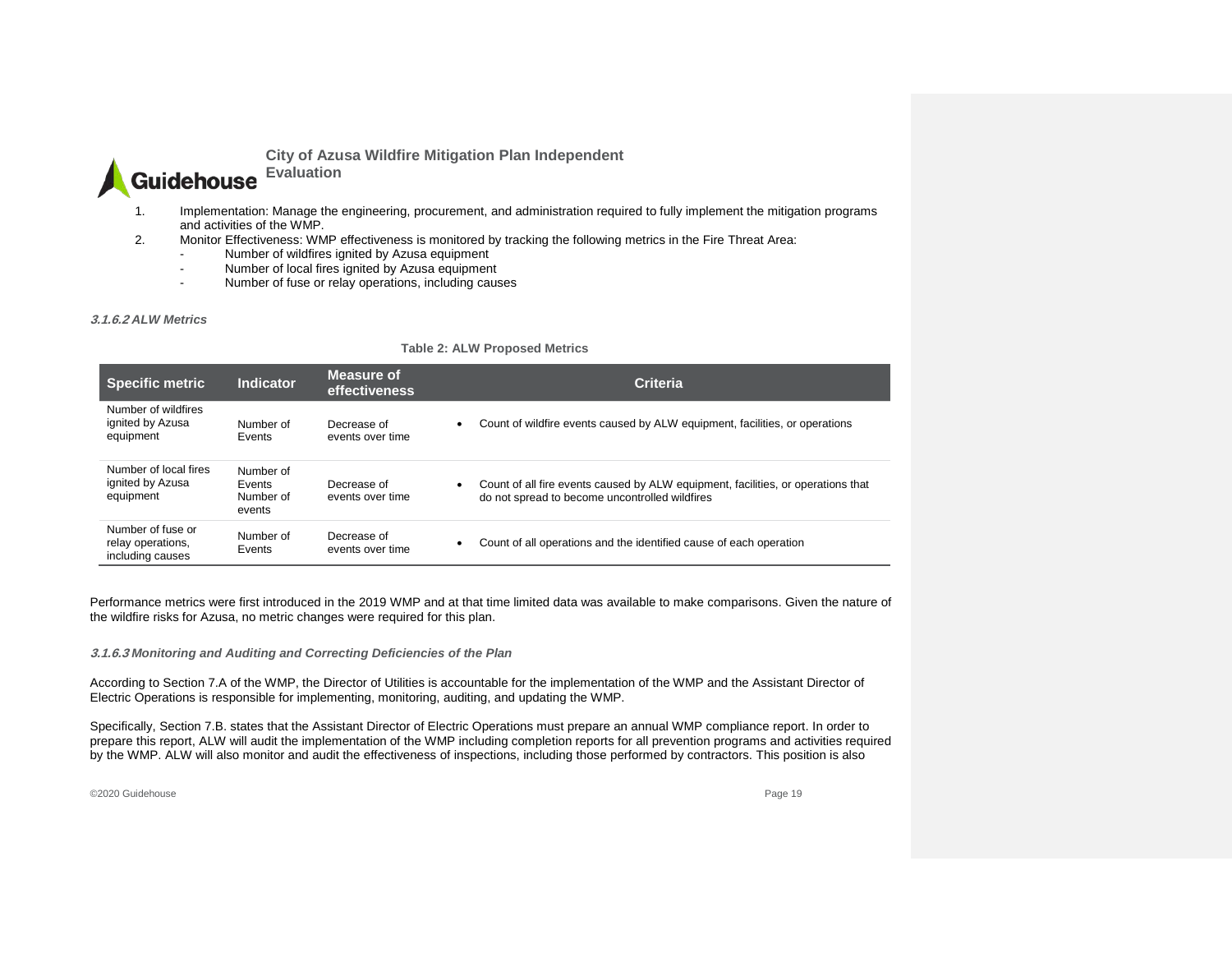1. Implementation: Manage the engineering, procurement, and administration required to fully implement the mitigation programs and activities of the WMP.
2. Monitor Effectiveness: WMP effectiveness is monitored by tracking the following metrics in the Fire Threat Area:
   - Number of wildfires ignited by Azusa equipment
   - Number of local fires ignited by Azusa equipment
   - Number of fuse or relay operations, including causes

#### *3.1.6.2 ALW Metrics*

**Table 2: ALW Proposed Metrics**

| Specific metric | Indicator | Measure of effectiveness | Criteria |
|---|---|---|---|
| Number of wildfires ignited by Azusa equipment | Number of Events | Decrease of events over time | • Count of wildfire events caused by ALW equipment, facilities, or operations |
| Number of local fires ignited by Azusa equipment | Number of Events Number of events | Decrease of events over time | • Count of all fire events caused by ALW equipment, facilities, or operations that do not spread to become uncontrolled wildfires |
| Number of fuse or relay operations, including causes | Number of Events | Decrease of events over time | • Count of all operations and the identified cause of each operation |

Performance metrics were first introduced in the 2019 WMP and at that time limited data was available to make comparisons. Given the nature of the wildfire risks for Azusa, no metric changes were required for this plan.

#### *3.1.6.3 Monitoring and Auditing and Correcting Deficiencies of the Plan*

According to Section 7.A of the WMP, the Director of Utilities is accountable for the implementation of the WMP and the Assistant Director of Electric Operations is responsible for implementing, monitoring, auditing, and updating the WMP.

Specifically, Section 7.B. states that the Assistant Director of Electric Operations must prepare an annual WMP compliance report. In order to prepare this report, ALW will audit the implementation of the WMP including completion reports for all prevention programs and activities required by the WMP. ALW will also monitor and audit the effectiveness of inspections, including those performed by contractors. This position is also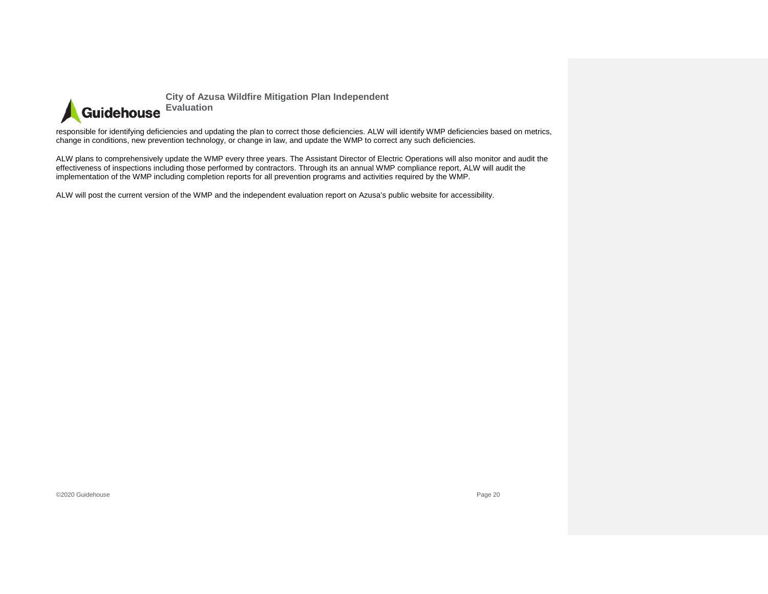responsible for identifying deficiencies and updating the plan to correct those deficiencies. ALW will identify WMP deficiencies based on metrics, change in conditions, new prevention technology, or change in law, and update the WMP to correct any such deficiencies.

ALW plans to comprehensively update the WMP every three years. The Assistant Director of Electric Operations will also monitor and audit the effectiveness of inspections including those performed by contractors. Through its an annual WMP compliance report, ALW will audit the implementation of the WMP including completion reports for all prevention programs and activities required by the WMP.

ALW will post the current version of the WMP and the independent evaluation report on Azusa's public website for accessibility.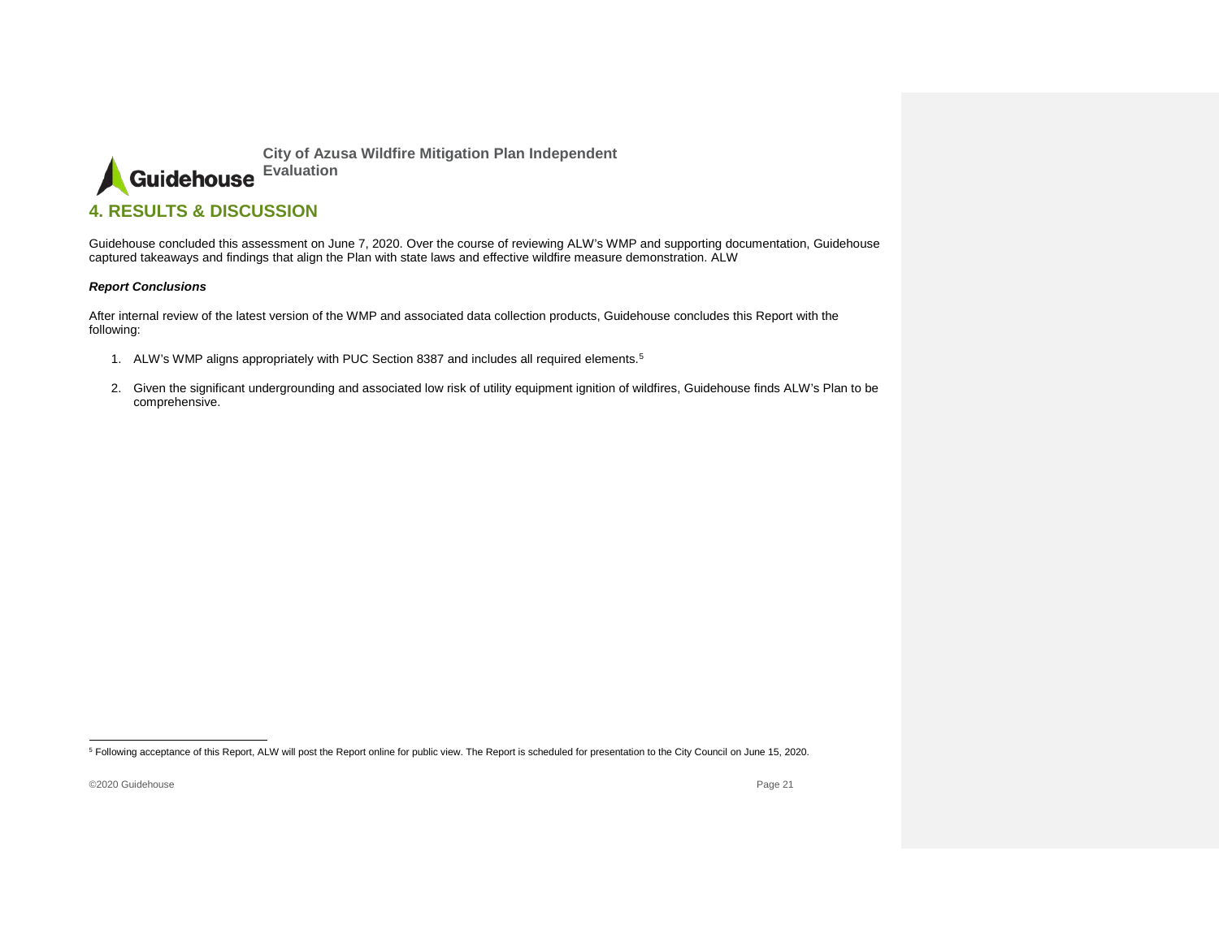# 4. RESULTS & DISCUSSION

Guidehouse concluded this assessment on June 7, 2020. Over the course of reviewing ALW's WMP and supporting documentation, Guidehouse captured takeaways and findings that align the Plan with state laws and effective wildfire measure demonstration. ALW

***Report Conclusions***

After internal review of the latest version of the WMP and associated data collection products, Guidehouse concludes this Report with the following:

1. ALW's WMP aligns appropriately with PUC Section 8387 and includes all required elements.[5]

2. Given the significant undergrounding and associated low risk of utility equipment ignition of wildfires, Guidehouse finds ALW's Plan to be comprehensive.

[5] Following acceptance of this Report, ALW will post the Report online for public view. The Report is scheduled for presentation to the City Council on June 15, 2020.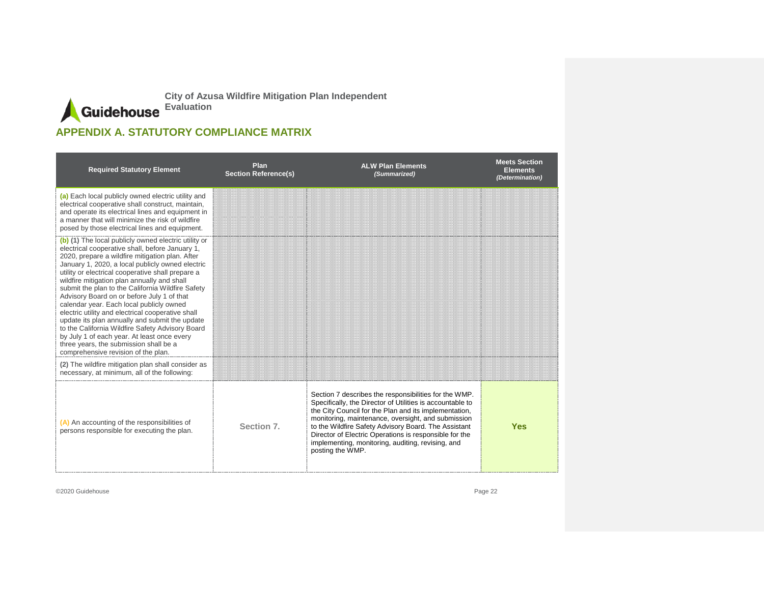## APPENDIX A. STATUTORY COMPLIANCE MATRIX

| Required Statutory Element | Plan Section Reference(s) | ALW Plan Elements *(Summarized)* | Meets Section Elements *(Determination)* |
|---|---|---|---|
| **(a)** Each local publicly owned electric utility and electrical cooperative shall construct, maintain, and operate its electrical lines and equipment in a manner that will minimize the risk of wildfire posed by those electrical lines and equipment. | | | |
| **(b) (1)** The local publicly owned electric utility or electrical cooperative shall, before January 1, 2020, prepare a wildfire mitigation plan. After January 1, 2020, a local publicly owned electric utility or electrical cooperative shall prepare a wildfire mitigation plan annually and shall submit the plan to the California Wildfire Safety Advisory Board on or before July 1 of that calendar year. Each local publicly owned electric utility and electrical cooperative shall update its plan annually and submit the update to the California Wildfire Safety Advisory Board by July 1 of each year. At least once every three years, the submission shall be a comprehensive revision of the plan. | | | |
| **(2)** The wildfire mitigation plan shall consider as necessary, at minimum, all of the following: | | | |
| **(A)** An accounting of the responsibilities of persons responsible for executing the plan. | Section 7. | Section 7 describes the responsibilities for the WMP. Specifically, the Director of Utilities is accountable to the City Council for the Plan and its implementation, monitoring, maintenance, oversight, and submission to the Wildfire Safety Advisory Board. The Assistant Director of Electric Operations is responsible for the implementing, monitoring, auditing, revising, and posting the WMP. | **Yes** |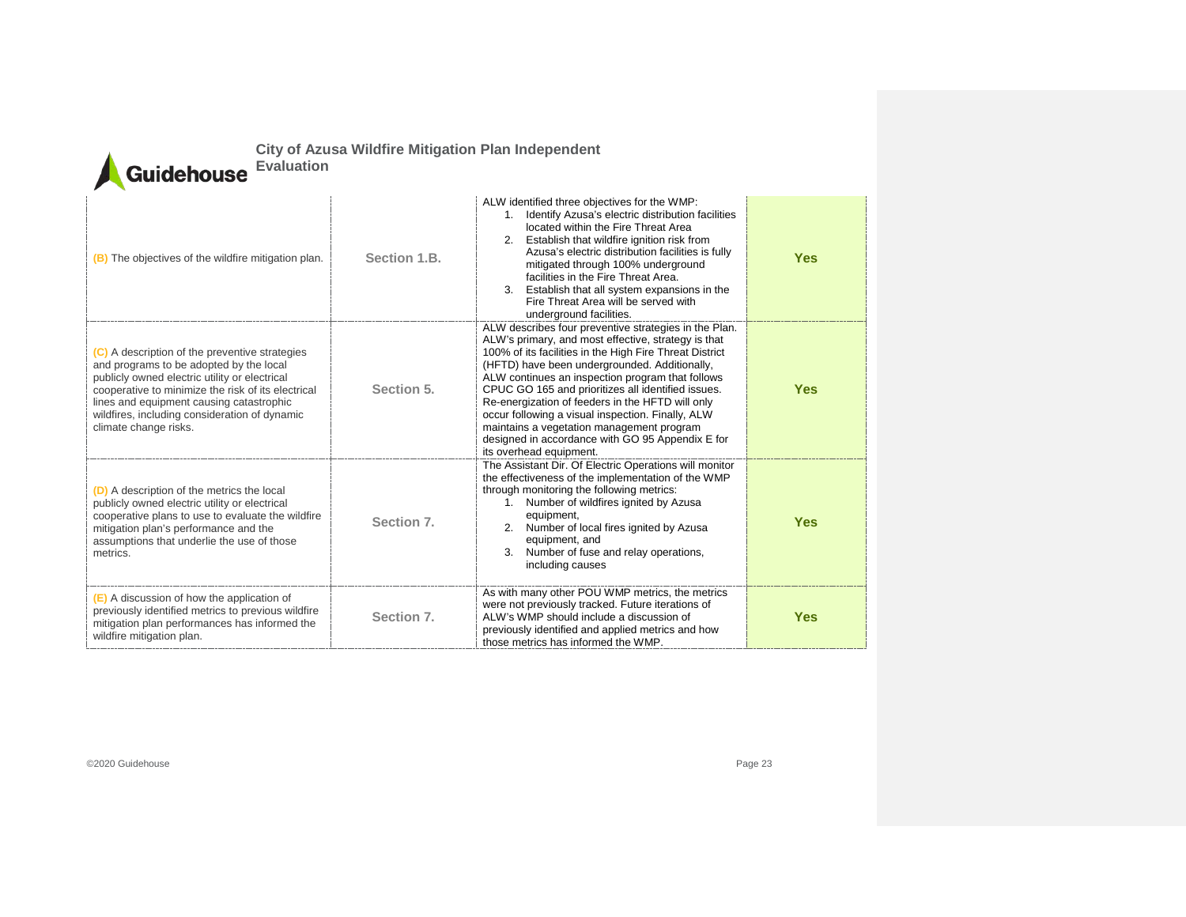| | | | |
|---|---|---|---|
| (B) The objectives of the wildfire mitigation plan. | Section 1.B. | ALW identified three objectives for the WMP: 1. Identify Azusa's electric distribution facilities located within the Fire Threat Area 2. Establish that wildfire ignition risk from Azusa's electric distribution facilities is fully mitigated through 100% underground facilities in the Fire Threat Area. 3. Establish that all system expansions in the Fire Threat Area will be served with underground facilities. | Yes |
| (C) A description of the preventive strategies and programs to be adopted by the local publicly owned electric utility or electrical cooperative to minimize the risk of its electrical lines and equipment causing catastrophic wildfires, including consideration of dynamic climate change risks. | Section 5. | ALW describes four preventive strategies in the Plan. ALW's primary, and most effective, strategy is that 100% of its facilities in the High Fire Threat District (HFTD) have been undergrounded. Additionally, ALW continues an inspection program that follows CPUC GO 165 and prioritizes all identified issues. Re-energization of feeders in the HFTD will only occur following a visual inspection. Finally, ALW maintains a vegetation management program designed in accordance with GO 95 Appendix E for its overhead equipment. | Yes |
| (D) A description of the metrics the local publicly owned electric utility or electrical cooperative plans to use to evaluate the wildfire mitigation plan's performance and the assumptions that underlie the use of those metrics. | Section 7. | The Assistant Dir. Of Electric Operations will monitor the effectiveness of the implementation of the WMP through monitoring the following metrics: 1. Number of wildfires ignited by Azusa equipment, 2. Number of local fires ignited by Azusa equipment, and 3. Number of fuse and relay operations, including causes | Yes |
| (E) A discussion of how the application of previously identified metrics to previous wildfire mitigation plan performances has informed the wildfire mitigation plan. | Section 7. | As with many other POU WMP metrics, the metrics were not previously tracked. Future iterations of ALW's WMP should include a discussion of previously identified and applied metrics and how those metrics has informed the WMP. | Yes |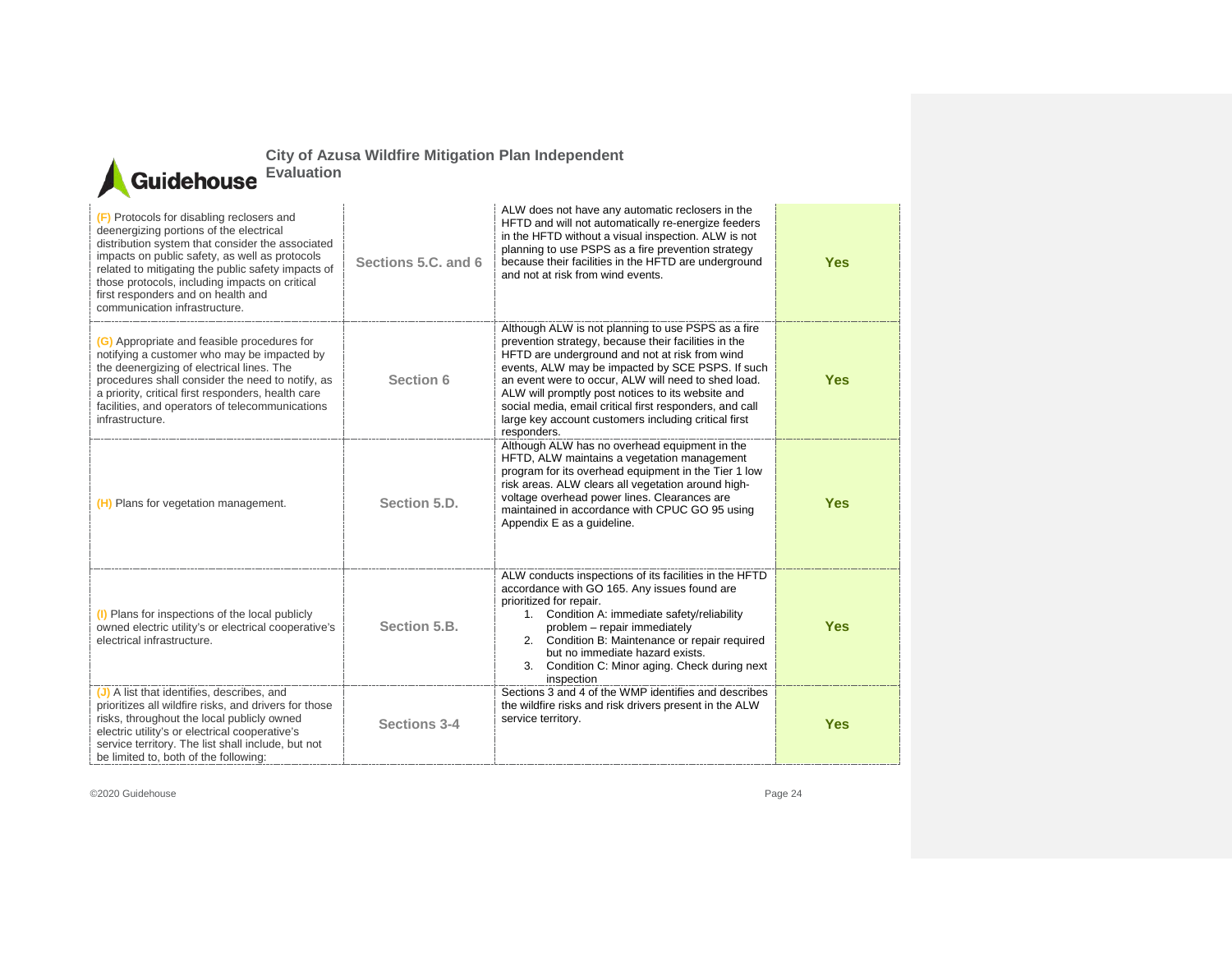| | | | |
|---|---|---|---|
| (F) Protocols for disabling reclosers and deenergizing portions of the electrical distribution system that consider the associated impacts on public safety, as well as protocols related to mitigating the public safety impacts of those protocols, including impacts on critical first responders and on health and communication infrastructure. | **Sections 5.C. and 6** | ALW does not have any automatic reclosers in the HFTD and will not automatically re-energize feeders in the HFTD without a visual inspection. ALW is not planning to use PSPS as a fire prevention strategy because their facilities in the HFTD are underground and not at risk from wind events. | **Yes** |
| (G) Appropriate and feasible procedures for notifying a customer who may be impacted by the deenergizing of electrical lines. The procedures shall consider the need to notify, as a priority, critical first responders, health care facilities, and operators of telecommunications infrastructure. | **Section 6** | Although ALW is not planning to use PSPS as a fire prevention strategy, because their facilities in the HFTD are underground and not at risk from wind events, ALW may be impacted by SCE PSPS. If such an event were to occur, ALW will need to shed load. ALW will promptly post notices to its website and social media, email critical first responders, and call large key account customers including critical first responders. | **Yes** |
| (H) Plans for vegetation management. | **Section 5.D.** | Although ALW has no overhead equipment in the HFTD, ALW maintains a vegetation management program for its overhead equipment in the Tier 1 low risk areas. ALW clears all vegetation around high-voltage overhead power lines. Clearances are maintained in accordance with CPUC GO 95 using Appendix E as a guideline. | **Yes** |
| (I) Plans for inspections of the local publicly owned electric utility's or electrical cooperative's electrical infrastructure. | **Section 5.B.** | ALW conducts inspections of its facilities in the HFTD accordance with GO 165. Any issues found are prioritized for repair.<br>1. Condition A: immediate safety/reliability problem – repair immediately<br>2. Condition B: Maintenance or repair required but no immediate hazard exists.<br>3. Condition C: Minor aging. Check during next inspection | **Yes** |
| (J) A list that identifies, describes, and prioritizes all wildfire risks, and drivers for those risks, throughout the local publicly owned electric utility's or electrical cooperative's service territory. The list shall include, but not be limited to, both of the following: | **Sections 3-4** | Sections 3 and 4 of the WMP identifies and describes the wildfire risks and risk drivers present in the ALW service territory. | **Yes** |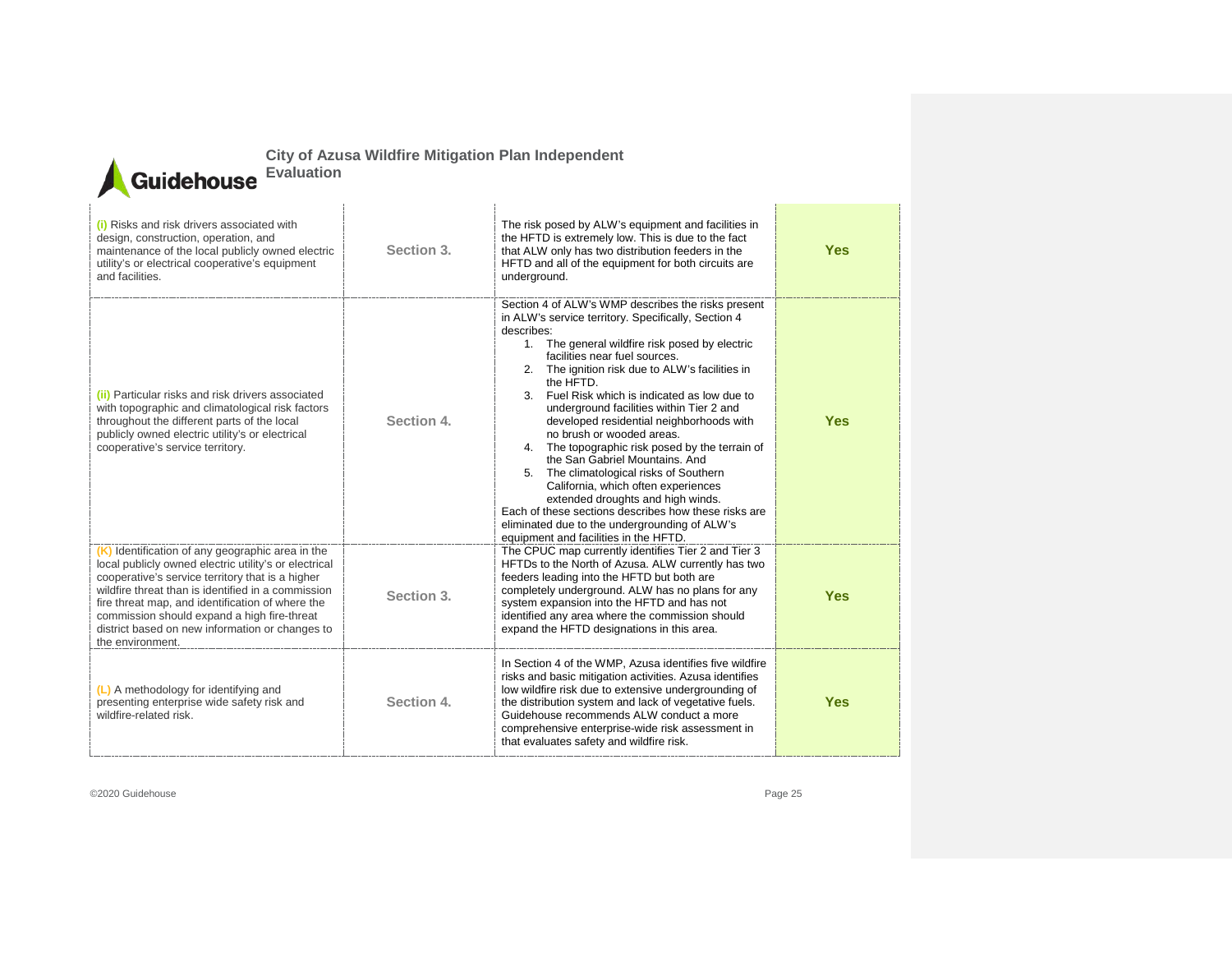| | | | |
|---|---|---|---|
| (i) Risks and risk drivers associated with design, construction, operation, and maintenance of the local publicly owned electric utility's or electrical cooperative's equipment and facilities. | Section 3. | The risk posed by ALW's equipment and facilities in the HFTD is extremely low. This is due to the fact that ALW only has two distribution feeders in the HFTD and all of the equipment for both circuits are underground. | Yes |
| (ii) Particular risks and risk drivers associated with topographic and climatological risk factors throughout the different parts of the local publicly owned electric utility's or electrical cooperative's service territory. | Section 4. | Section 4 of ALW's WMP describes the risks present in ALW's service territory. Specifically, Section 4 describes:<br>1. The general wildfire risk posed by electric facilities near fuel sources.<br>2. The ignition risk due to ALW's facilities in the HFTD.<br>3. Fuel Risk which is indicated as low due to underground facilities within Tier 2 and developed residential neighborhoods with no brush or wooded areas.<br>4. The topographic risk posed by the terrain of the San Gabriel Mountains. And<br>5. The climatological risks of Southern California, which often experiences extended droughts and high winds.<br>Each of these sections describes how these risks are eliminated due to the undergrounding of ALW's equipment and facilities in the HFTD. | Yes |
| (K) Identification of any geographic area in the local publicly owned electric utility's or electrical cooperative's service territory that is a higher wildfire threat than is identified in a commission fire threat map, and identification of where the commission should expand a high fire-threat district based on new information or changes to the environment. | Section 3. | The CPUC map currently identifies Tier 2 and Tier 3 HFTDs to the North of Azusa. ALW currently has two feeders leading into the HFTD but both are completely underground. ALW has no plans for any system expansion into the HFTD and has not identified any area where the commission should expand the HFTD designations in this area. | Yes |
| (L) A methodology for identifying and presenting enterprise wide safety risk and wildfire-related risk. | Section 4. | In Section 4 of the WMP, Azusa identifies five wildfire risks and basic mitigation activities. Azusa identifies low wildfire risk due to extensive undergrounding of the distribution system and lack of vegetative fuels. Guidehouse recommends ALW conduct a more comprehensive enterprise-wide risk assessment in that evaluates safety and wildfire risk. | Yes |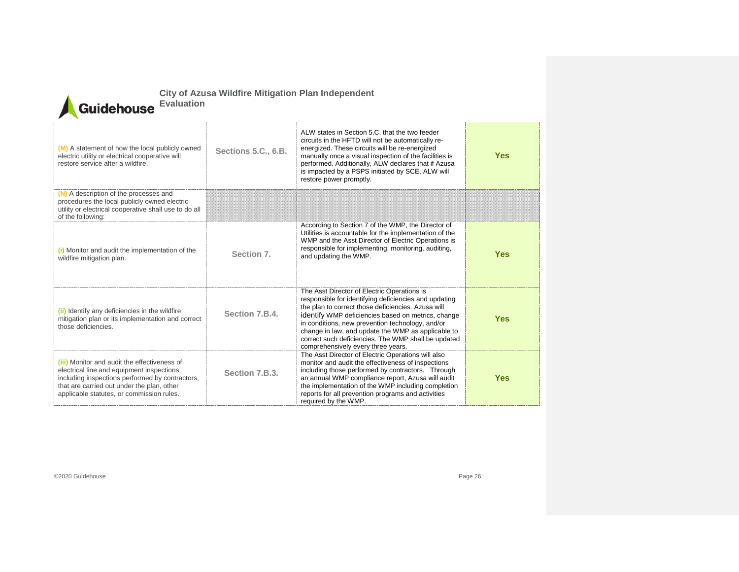| | | | |
|---|---|---|---|
| (M) A statement of how the local publicly owned electric utility or electrical cooperative will restore service after a wildfire. | **Sections 5.C., 6.B.** | ALW states in Section 5.C. that the two feeder circuits in the HFTD will not be automatically re-energized. These circuits will be re-energized manually once a visual inspection of the facilities is performed. Additionally, ALW declares that if Azusa is impacted by a PSPS initiated by SCE, ALW will restore power promptly. | **Yes** |
| (N) A description of the processes and procedures the local publicly owned electric utility or electrical cooperative shall use to do all of the following: | | | |
| (i) Monitor and audit the implementation of the wildfire mitigation plan. | **Section 7.** | According to Section 7 of the WMP, the Director of Utilities is accountable for the implementation of the WMP and the Asst Director of Electric Operations is responsible for implementing, monitoring, auditing, and updating the WMP. | **Yes** |
| (ii) Identify any deficiencies in the wildfire mitigation plan or its implementation and correct those deficiencies. | **Section 7.B.4.** | The Asst Director of Electric Operations is responsible for identifying deficiencies and updating the plan to correct those deficiencies. Azusa will identify WMP deficiencies based on metrics, change in conditions, new prevention technology, and/or change in law, and update the WMP as applicable to correct such deficiencies. The WMP shall be updated comprehensively every three years. | **Yes** |
| (iii) Monitor and audit the effectiveness of electrical line and equipment inspections, including inspections performed by contractors, that are carried out under the plan, other applicable statutes, or commission rules. | **Section 7.B.3.** | The Asst Director of Electric Operations will also monitor and audit the effectiveness of inspections including those performed by contractors. Through an annual WMP compliance report, Azusa will audit the implementation of the WMP including completion reports for all prevention programs and activities required by the WMP. | **Yes** |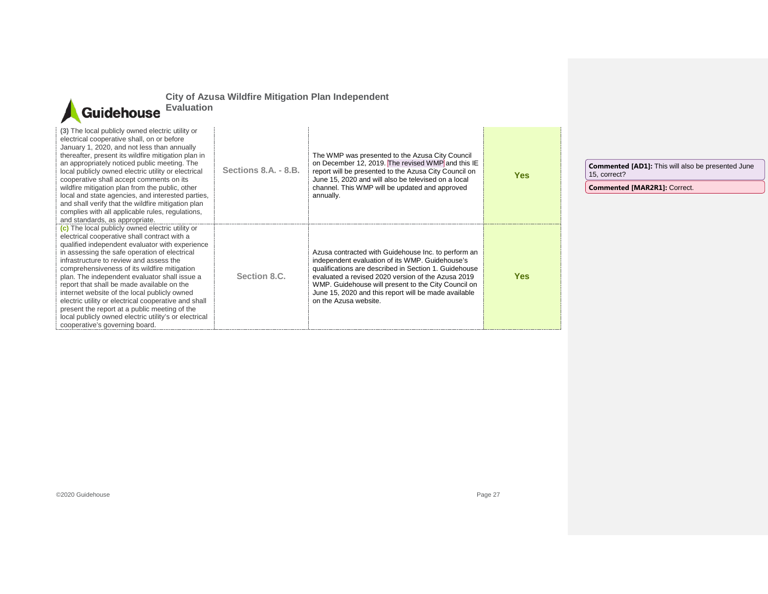| | | | |
|---|---|---|---|
| **(3)** The local publicly owned electric utility or electrical cooperative shall, on or before January 1, 2020, and not less than annually thereafter, present its wildfire mitigation plan in an appropriately noticed public meeting. The local publicly owned electric utility or electrical cooperative shall accept comments on its wildfire mitigation plan from the public, other local and state agencies, and interested parties, and shall verify that the wildfire mitigation plan complies with all applicable rules, regulations, and standards, as appropriate. | **Sections 8.A. - 8.B.** | The WMP was presented to the Azusa City Council on December 12, 2019. The revised WMP and this IE report will be presented to the Azusa City Council on June 15, 2020 and will also be televised on a local channel. This WMP will be updated and approved annually. | **Yes** |
| **(c)** The local publicly owned electric utility or electrical cooperative shall contract with a qualified independent evaluator with experience in assessing the safe operation of electrical infrastructure to review and assess the comprehensiveness of its wildfire mitigation plan. The independent evaluator shall issue a report that shall be made available on the internet website of the local publicly owned electric utility or electrical cooperative and shall present the report at a public meeting of the local publicly owned electric utility's or electrical cooperative's governing board. | **Section 8.C.** | Azusa contracted with Guidehouse Inc. to perform an independent evaluation of its WMP. Guidehouse's qualifications are described in Section 1. Guidehouse evaluated a revised 2020 version of the Azusa 2019 WMP. Guidehouse will present to the City Council on June 15, 2020 and this report will be made available on the Azusa website. | **Yes** |

**Commented [AD1]:** This will also be presented June 15, correct?

**Commented [MAR2R1]:** Correct.